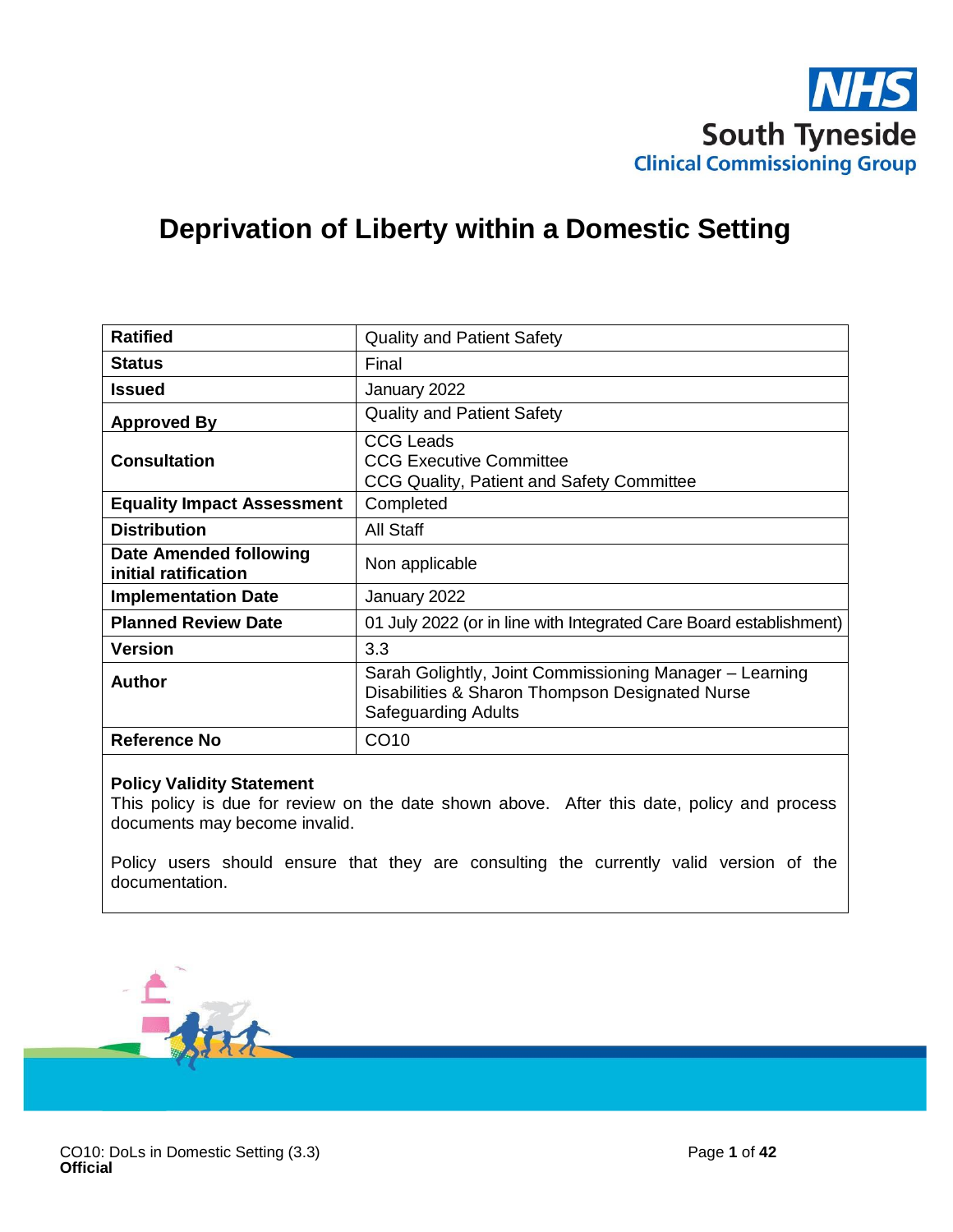NHS South Tyneside Clinical Commissioning Group

# Deprivation of Liberty within a Domestic Setting

| Ratified | Quality and Patient Safety |
|---|---|
| Status | Final |
| Issued | January 2022 |
| Approved By | Quality and Patient Safety |
| Consultation | CCG Leads<br>CCG Executive Committee<br>CCG Quality, Patient and Safety Committee |
| Equality Impact Assessment | Completed |
| Distribution | All Staff |
| Date Amended following initial ratification | Non applicable |
| Implementation Date | January 2022 |
| Planned Review Date | 01 July 2022 (or in line with Integrated Care Board establishment) |
| Version | 3.3 |
| Author | Sarah Golightly, Joint Commissioning Manager – Learning Disabilities & Sharon Thompson Designated Nurse Safeguarding Adults |
| Reference No | CO10 |

**Policy Validity Statement**

This policy is due for review on the date shown above. After this date, policy and process documents may become invalid.

Policy users should ensure that they are consulting the currently valid version of the documentation.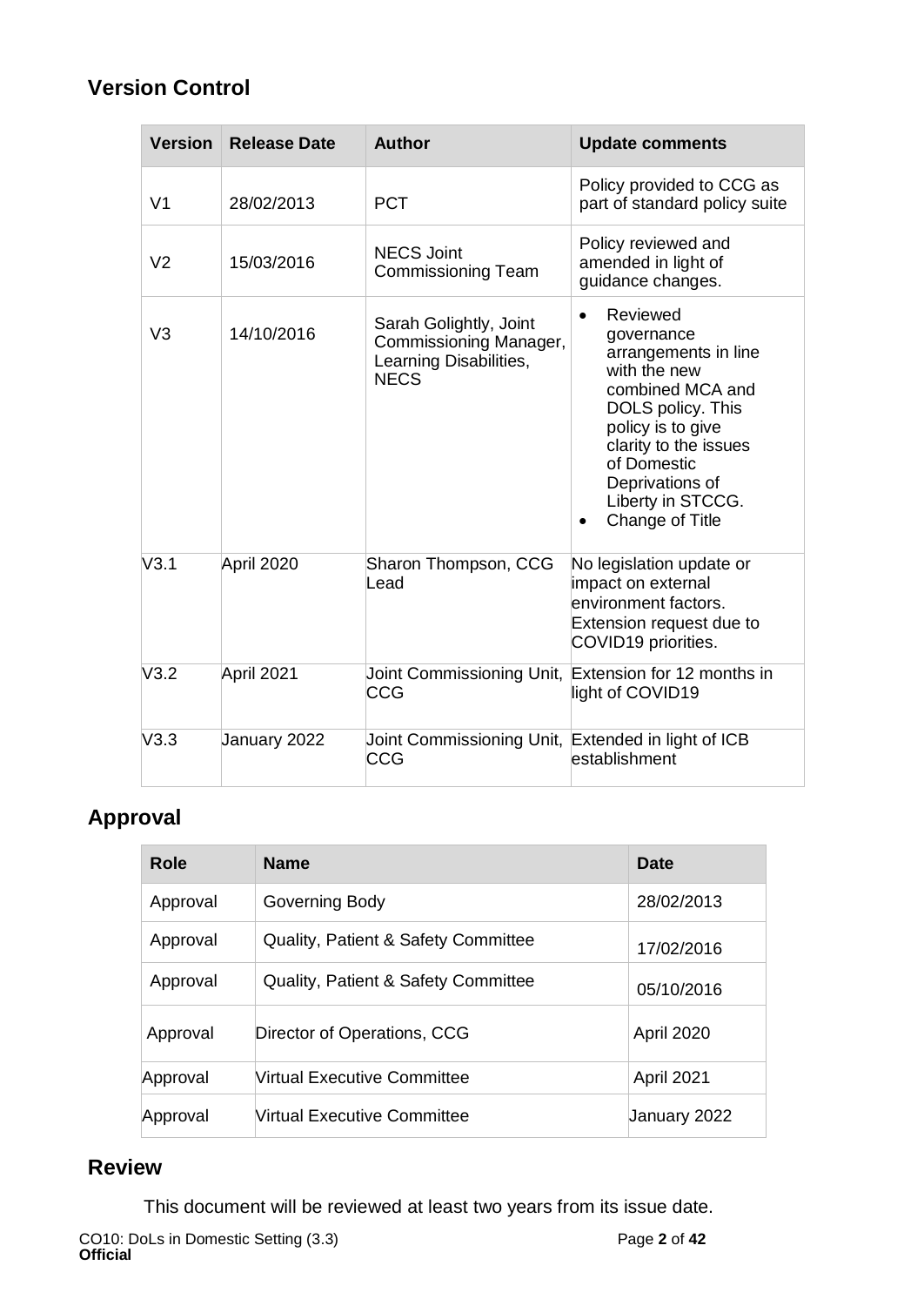## Version Control

| Version | Release Date | Author | Update comments |
|---|---|---|---|
| V1 | 28/02/2013 | PCT | Policy provided to CCG as part of standard policy suite |
| V2 | 15/03/2016 | NECS Joint Commissioning Team | Policy reviewed and amended in light of guidance changes. |
| V3 | 14/10/2016 | Sarah Golightly, Joint Commissioning Manager, Learning Disabilities, NECS | • Reviewed governance arrangements in line with the new combined MCA and DOLS policy. This policy is to give clarity to the issues of Domestic Deprivations of Liberty in STCCG. • Change of Title |
| V3.1 | April 2020 | Sharon Thompson, CCG Lead | No legislation update or impact on external environment factors. Extension request due to COVID19 priorities. |
| V3.2 | April 2021 | Joint Commissioning Unit, CCG | Extension for 12 months in light of COVID19 |
| V3.3 | January 2022 | Joint Commissioning Unit, CCG | Extended in light of ICB establishment |

## Approval

| Role | Name | Date |
|---|---|---|
| Approval | Governing Body | 28/02/2013 |
| Approval | Quality, Patient & Safety Committee | 17/02/2016 |
| Approval | Quality, Patient & Safety Committee | 05/10/2016 |
| Approval | Director of Operations, CCG | April 2020 |
| Approval | Virtual Executive Committee | April 2021 |
| Approval | Virtual Executive Committee | January 2022 |

## Review

This document will be reviewed at least two years from its issue date.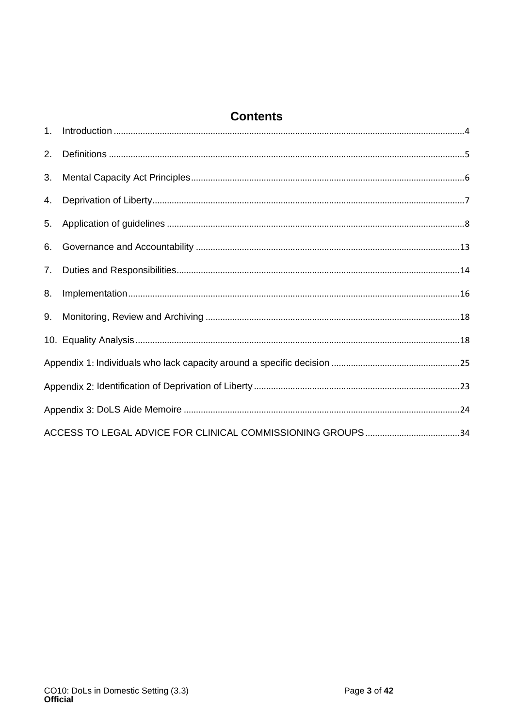# Contents

1. Introduction ..........4
2. Definitions ..........5
3. Mental Capacity Act Principles ..........6
4. Deprivation of Liberty ..........7
5. Application of guidelines ..........8
6. Governance and Accountability ..........13
7. Duties and Responsibilities ..........14
8. Implementation ..........16
9. Monitoring, Review and Archiving ..........18
10. Equality Analysis ..........18

Appendix 1: Individuals who lack capacity around a specific decision ..........25

Appendix 2: Identification of Deprivation of Liberty ..........23

Appendix 3: DoLS Aide Memoire ..........24

ACCESS TO LEGAL ADVICE FOR CLINICAL COMMISSIONING GROUPS ..........34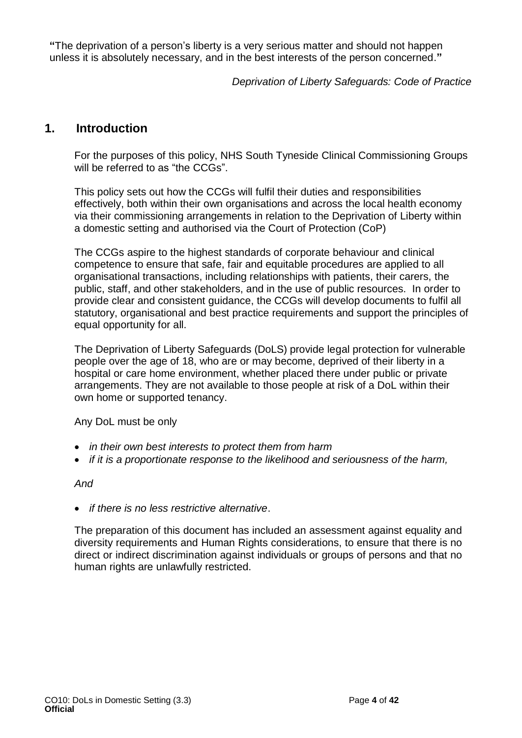**"**The deprivation of a person's liberty is a very serious matter and should not happen unless it is absolutely necessary, and in the best interests of the person concerned.**"**

*Deprivation of Liberty Safeguards: Code of Practice*

## 1. Introduction

For the purposes of this policy, NHS South Tyneside Clinical Commissioning Groups will be referred to as "the CCGs".

This policy sets out how the CCGs will fulfil their duties and responsibilities effectively, both within their own organisations and across the local health economy via their commissioning arrangements in relation to the Deprivation of Liberty within a domestic setting and authorised via the Court of Protection (CoP)

The CCGs aspire to the highest standards of corporate behaviour and clinical competence to ensure that safe, fair and equitable procedures are applied to all organisational transactions, including relationships with patients, their carers, the public, staff, and other stakeholders, and in the use of public resources. In order to provide clear and consistent guidance, the CCGs will develop documents to fulfil all statutory, organisational and best practice requirements and support the principles of equal opportunity for all.

The Deprivation of Liberty Safeguards (DoLS) provide legal protection for vulnerable people over the age of 18, who are or may become, deprived of their liberty in a hospital or care home environment, whether placed there under public or private arrangements. They are not available to those people at risk of a DoL within their own home or supported tenancy.

Any DoL must be only

- *in their own best interests to protect them from harm*
- *if it is a proportionate response to the likelihood and seriousness of the harm,*

*And*

- *if there is no less restrictive alternative*.

The preparation of this document has included an assessment against equality and diversity requirements and Human Rights considerations, to ensure that there is no direct or indirect discrimination against individuals or groups of persons and that no human rights are unlawfully restricted.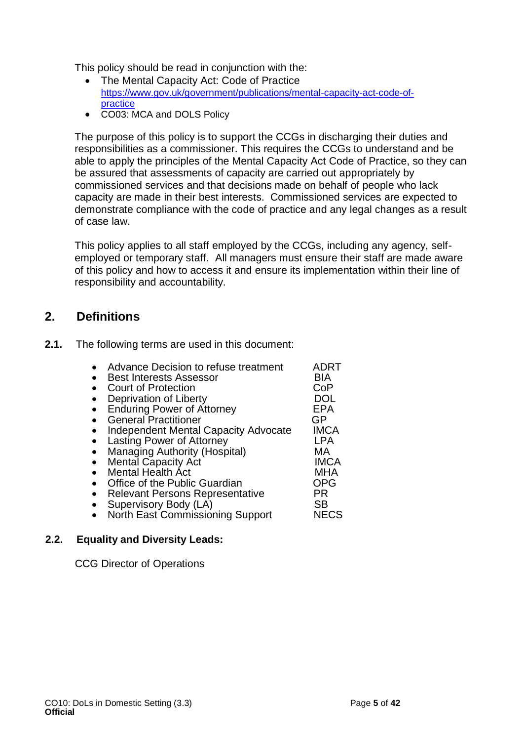This policy should be read in conjunction with the:

- The Mental Capacity Act: Code of Practice [https://www.gov.uk/government/publications/mental-capacity-act-code-of-practice](https://www.gov.uk/government/publications/mental-capacity-act-code-of-practice)
- CO03: MCA and DOLS Policy

The purpose of this policy is to support the CCGs in discharging their duties and responsibilities as a commissioner. This requires the CCGs to understand and be able to apply the principles of the Mental Capacity Act Code of Practice, so they can be assured that assessments of capacity are carried out appropriately by commissioned services and that decisions made on behalf of people who lack capacity are made in their best interests. Commissioned services are expected to demonstrate compliance with the code of practice and any legal changes as a result of case law.

This policy applies to all staff employed by the CCGs, including any agency, self-employed or temporary staff. All managers must ensure their staff are made aware of this policy and how to access it and ensure its implementation within their line of responsibility and accountability.

## 2. Definitions

**2.1.** The following terms are used in this document:

- Advance Decision to refuse treatment — ADRT
- Best Interests Assessor — BIA
- Court of Protection — CoP
- Deprivation of Liberty — DOL
- Enduring Power of Attorney — EPA
- General Practitioner — GP
- Independent Mental Capacity Advocate — IMCA
- Lasting Power of Attorney — LPA
- Managing Authority (Hospital) — MA
- Mental Capacity Act — IMCA
- Mental Health Act — MHA
- Office of the Public Guardian — OPG
- Relevant Persons Representative — PR
- Supervisory Body (LA) — SB
- North East Commissioning Support — NECS

### 2.2. Equality and Diversity Leads:

CCG Director of Operations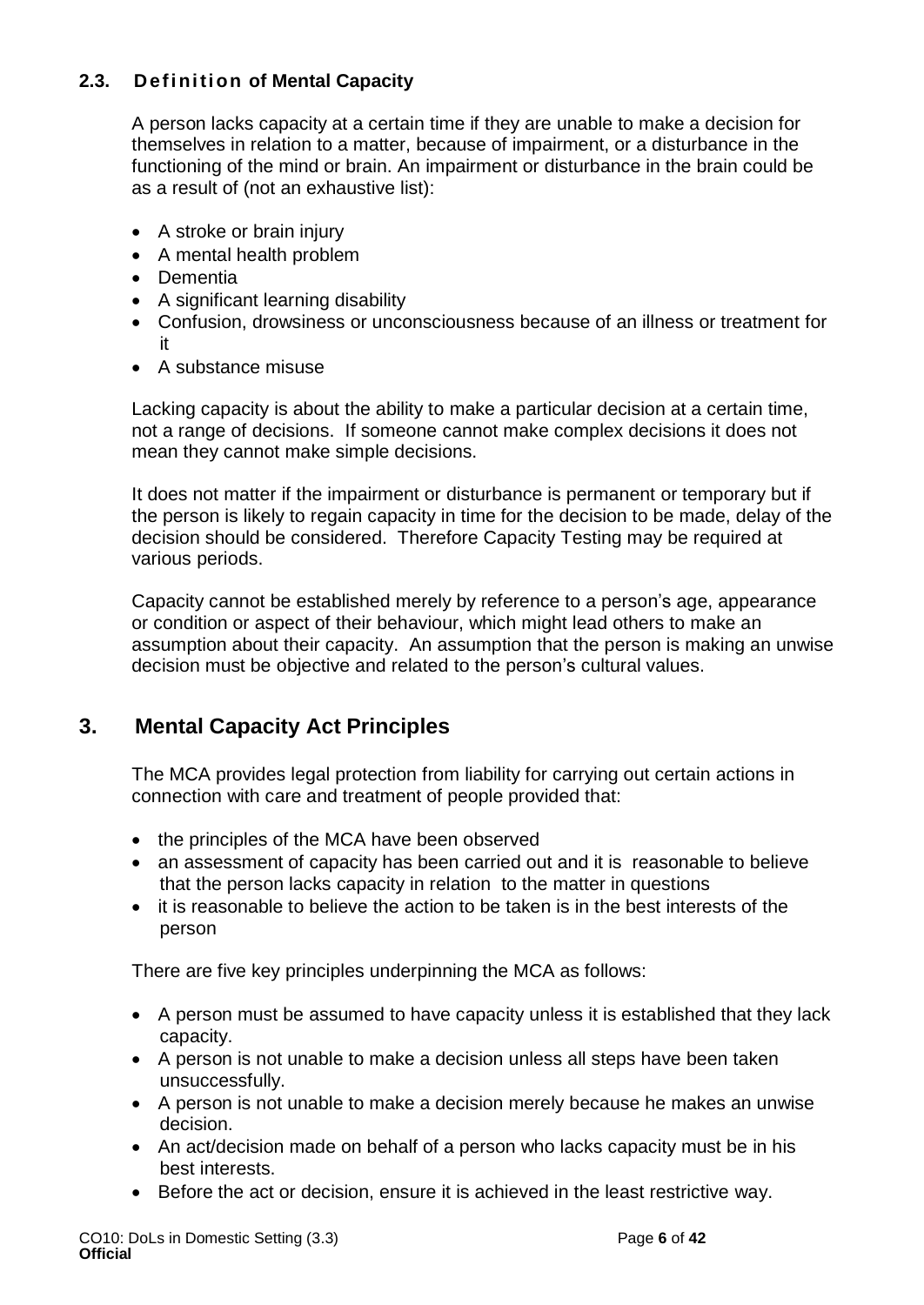### 2.3. Definition of Mental Capacity

A person lacks capacity at a certain time if they are unable to make a decision for themselves in relation to a matter, because of impairment, or a disturbance in the functioning of the mind or brain. An impairment or disturbance in the brain could be as a result of (not an exhaustive list):

- A stroke or brain injury
- A mental health problem
- Dementia
- A significant learning disability
- Confusion, drowsiness or unconsciousness because of an illness or treatment for it
- A substance misuse

Lacking capacity is about the ability to make a particular decision at a certain time, not a range of decisions. If someone cannot make complex decisions it does not mean they cannot make simple decisions.

It does not matter if the impairment or disturbance is permanent or temporary but if the person is likely to regain capacity in time for the decision to be made, delay of the decision should be considered. Therefore Capacity Testing may be required at various periods.

Capacity cannot be established merely by reference to a person's age, appearance or condition or aspect of their behaviour, which might lead others to make an assumption about their capacity. An assumption that the person is making an unwise decision must be objective and related to the person's cultural values.

## 3. Mental Capacity Act Principles

The MCA provides legal protection from liability for carrying out certain actions in connection with care and treatment of people provided that:

- the principles of the MCA have been observed
- an assessment of capacity has been carried out and it is reasonable to believe that the person lacks capacity in relation to the matter in questions
- it is reasonable to believe the action to be taken is in the best interests of the person

There are five key principles underpinning the MCA as follows:

- A person must be assumed to have capacity unless it is established that they lack capacity.
- A person is not unable to make a decision unless all steps have been taken unsuccessfully.
- A person is not unable to make a decision merely because he makes an unwise decision.
- An act/decision made on behalf of a person who lacks capacity must be in his best interests.
- Before the act or decision, ensure it is achieved in the least restrictive way.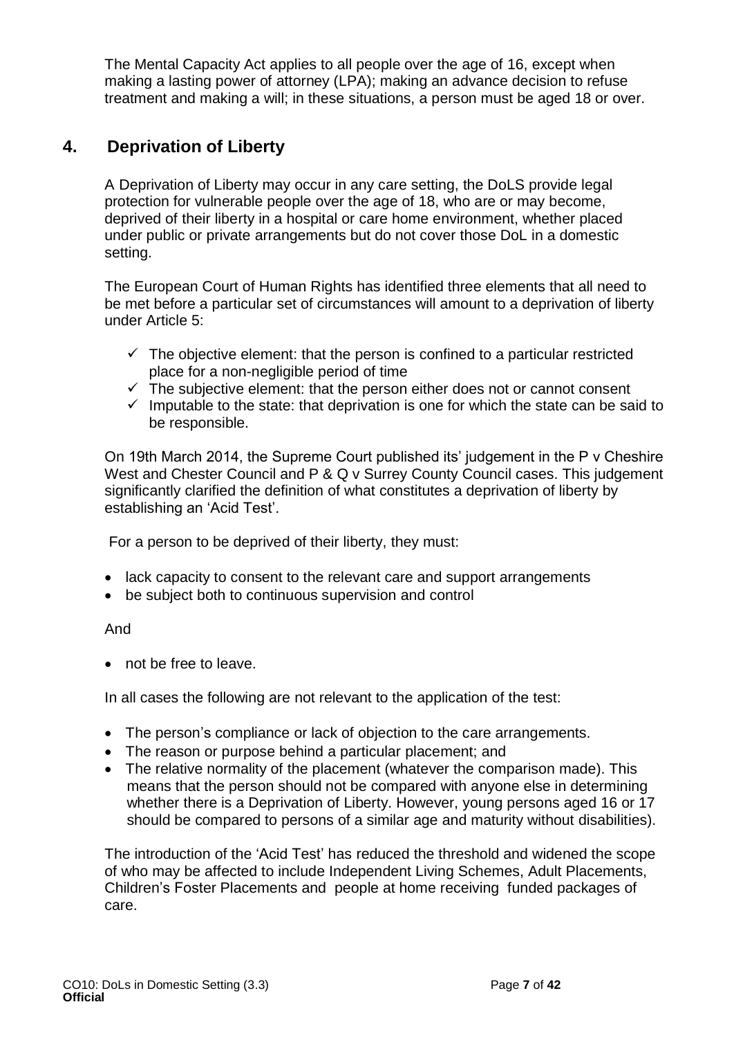The Mental Capacity Act applies to all people over the age of 16, except when making a lasting power of attorney (LPA); making an advance decision to refuse treatment and making a will; in these situations, a person must be aged 18 or over.

## 4. Deprivation of Liberty

A Deprivation of Liberty may occur in any care setting, the DoLS provide legal protection for vulnerable people over the age of 18, who are or may become, deprived of their liberty in a hospital or care home environment, whether placed under public or private arrangements but do not cover those DoL in a domestic setting.

The European Court of Human Rights has identified three elements that all need to be met before a particular set of circumstances will amount to a deprivation of liberty under Article 5:

- ✓ The objective element: that the person is confined to a particular restricted place for a non-negligible period of time
- ✓ The subjective element: that the person either does not or cannot consent
- ✓ Imputable to the state: that deprivation is one for which the state can be said to be responsible.

On 19th March 2014, the Supreme Court published its' judgement in the P v Cheshire West and Chester Council and P & Q v Surrey County Council cases. This judgement significantly clarified the definition of what constitutes a deprivation of liberty by establishing an 'Acid Test'.

For a person to be deprived of their liberty, they must:

- lack capacity to consent to the relevant care and support arrangements
- be subject both to continuous supervision and control

And

- not be free to leave.

In all cases the following are not relevant to the application of the test:

- The person's compliance or lack of objection to the care arrangements.
- The reason or purpose behind a particular placement; and
- The relative normality of the placement (whatever the comparison made). This means that the person should not be compared with anyone else in determining whether there is a Deprivation of Liberty. However, young persons aged 16 or 17 should be compared to persons of a similar age and maturity without disabilities).

The introduction of the 'Acid Test' has reduced the threshold and widened the scope of who may be affected to include Independent Living Schemes, Adult Placements, Children's Foster Placements and people at home receiving funded packages of care.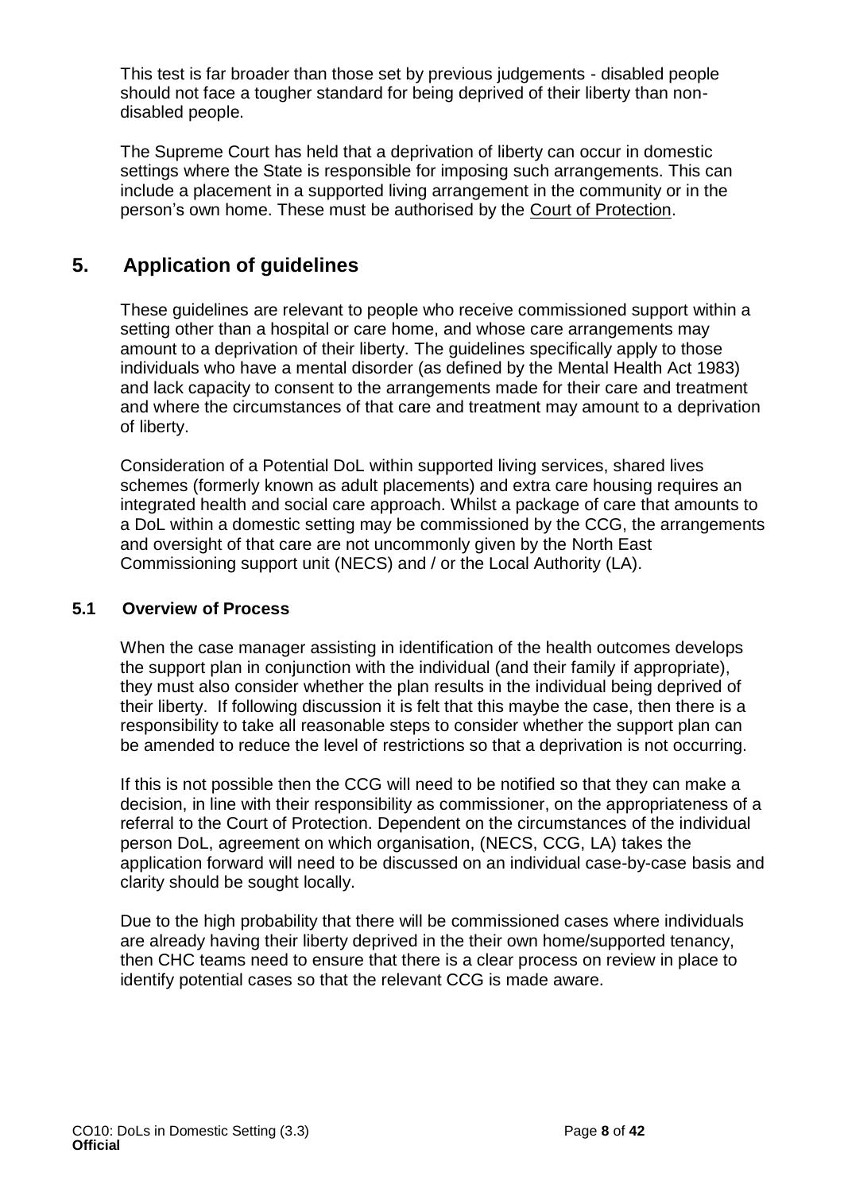This test is far broader than those set by previous judgements - disabled people should not face a tougher standard for being deprived of their liberty than non-disabled people.

The Supreme Court has held that a deprivation of liberty can occur in domestic settings where the State is responsible for imposing such arrangements. This can include a placement in a supported living arrangement in the community or in the person's own home. These must be authorised by the Court of Protection.

## 5. Application of guidelines

These guidelines are relevant to people who receive commissioned support within a setting other than a hospital or care home, and whose care arrangements may amount to a deprivation of their liberty. The guidelines specifically apply to those individuals who have a mental disorder (as defined by the Mental Health Act 1983) and lack capacity to consent to the arrangements made for their care and treatment and where the circumstances of that care and treatment may amount to a deprivation of liberty.

Consideration of a Potential DoL within supported living services, shared lives schemes (formerly known as adult placements) and extra care housing requires an integrated health and social care approach. Whilst a package of care that amounts to a DoL within a domestic setting may be commissioned by the CCG, the arrangements and oversight of that care are not uncommonly given by the North East Commissioning support unit (NECS) and / or the Local Authority (LA).

### 5.1 Overview of Process

When the case manager assisting in identification of the health outcomes develops the support plan in conjunction with the individual (and their family if appropriate), they must also consider whether the plan results in the individual being deprived of their liberty. If following discussion it is felt that this maybe the case, then there is a responsibility to take all reasonable steps to consider whether the support plan can be amended to reduce the level of restrictions so that a deprivation is not occurring.

If this is not possible then the CCG will need to be notified so that they can make a decision, in line with their responsibility as commissioner, on the appropriateness of a referral to the Court of Protection. Dependent on the circumstances of the individual person DoL, agreement on which organisation, (NECS, CCG, LA) takes the application forward will need to be discussed on an individual case-by-case basis and clarity should be sought locally.

Due to the high probability that there will be commissioned cases where individuals are already having their liberty deprived in the their own home/supported tenancy, then CHC teams need to ensure that there is a clear process on review in place to identify potential cases so that the relevant CCG is made aware.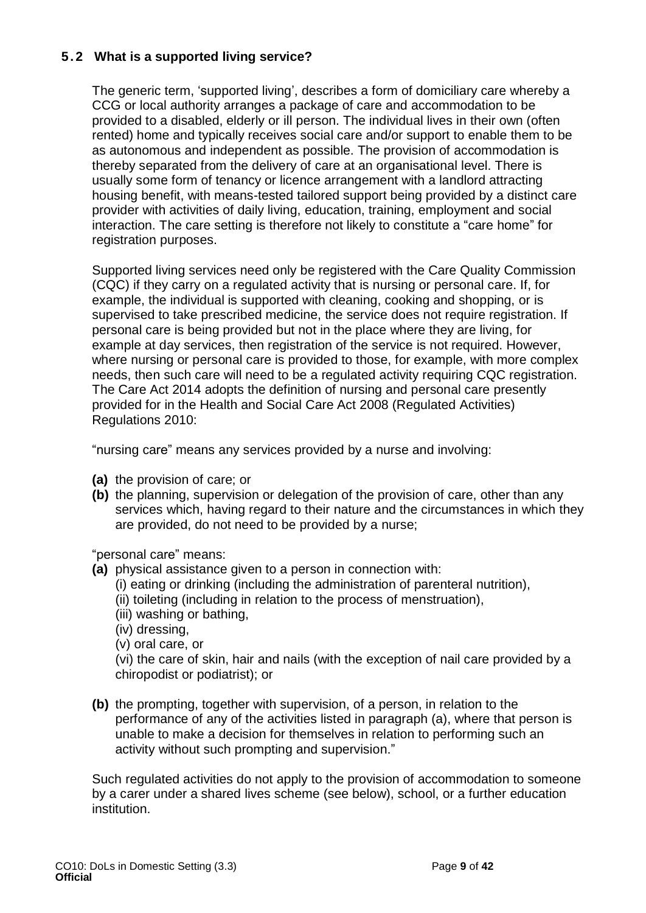### 5.2 What is a supported living service?

The generic term, 'supported living', describes a form of domiciliary care whereby a CCG or local authority arranges a package of care and accommodation to be provided to a disabled, elderly or ill person. The individual lives in their own (often rented) home and typically receives social care and/or support to enable them to be as autonomous and independent as possible. The provision of accommodation is thereby separated from the delivery of care at an organisational level. There is usually some form of tenancy or licence arrangement with a landlord attracting housing benefit, with means-tested tailored support being provided by a distinct care provider with activities of daily living, education, training, employment and social interaction. The care setting is therefore not likely to constitute a "care home" for registration purposes.

Supported living services need only be registered with the Care Quality Commission (CQC) if they carry on a regulated activity that is nursing or personal care. If, for example, the individual is supported with cleaning, cooking and shopping, or is supervised to take prescribed medicine, the service does not require registration. If personal care is being provided but not in the place where they are living, for example at day services, then registration of the service is not required. However, where nursing or personal care is provided to those, for example, with more complex needs, then such care will need to be a regulated activity requiring CQC registration. The Care Act 2014 adopts the definition of nursing and personal care presently provided for in the Health and Social Care Act 2008 (Regulated Activities) Regulations 2010:

"nursing care" means any services provided by a nurse and involving:

- **(a)** the provision of care; or
- **(b)** the planning, supervision or delegation of the provision of care, other than any services which, having regard to their nature and the circumstances in which they are provided, do not need to be provided by a nurse;

"personal care" means:

- **(a)** physical assistance given to a person in connection with:
  - (i) eating or drinking (including the administration of parenteral nutrition),
  - (ii) toileting (including in relation to the process of menstruation),
  - (iii) washing or bathing,
  - (iv) dressing,
  - (v) oral care, or
  - (vi) the care of skin, hair and nails (with the exception of nail care provided by a chiropodist or podiatrist); or
- **(b)** the prompting, together with supervision, of a person, in relation to the performance of any of the activities listed in paragraph (a), where that person is unable to make a decision for themselves in relation to performing such an activity without such prompting and supervision."

Such regulated activities do not apply to the provision of accommodation to someone by a carer under a shared lives scheme (see below), school, or a further education institution.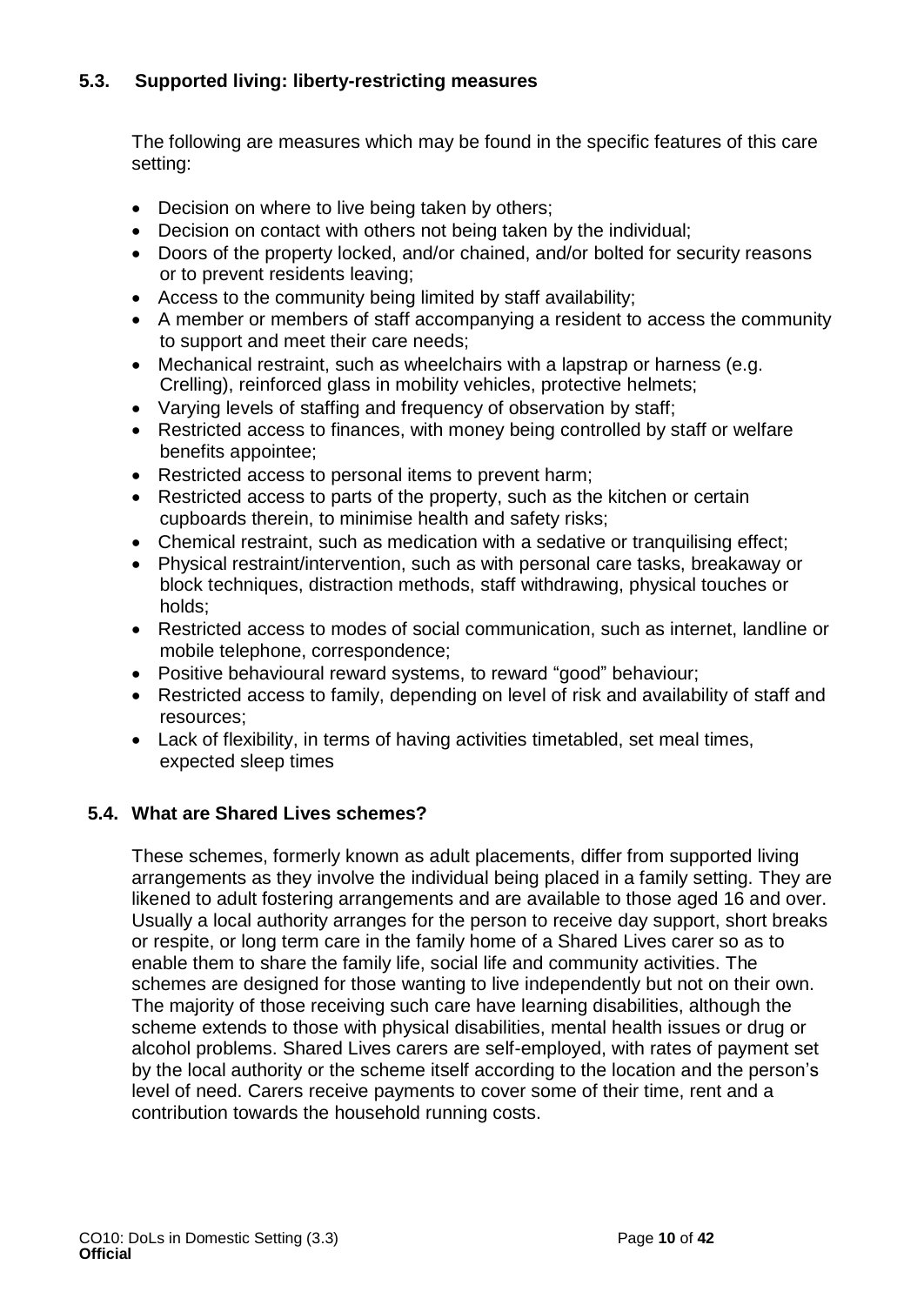### 5.3. Supported living: liberty-restricting measures

The following are measures which may be found in the specific features of this care setting:

- Decision on where to live being taken by others;
- Decision on contact with others not being taken by the individual;
- Doors of the property locked, and/or chained, and/or bolted for security reasons or to prevent residents leaving;
- Access to the community being limited by staff availability;
- A member or members of staff accompanying a resident to access the community to support and meet their care needs;
- Mechanical restraint, such as wheelchairs with a lapstrap or harness (e.g. Crelling), reinforced glass in mobility vehicles, protective helmets;
- Varying levels of staffing and frequency of observation by staff;
- Restricted access to finances, with money being controlled by staff or welfare benefits appointee;
- Restricted access to personal items to prevent harm;
- Restricted access to parts of the property, such as the kitchen or certain cupboards therein, to minimise health and safety risks;
- Chemical restraint, such as medication with a sedative or tranquilising effect;
- Physical restraint/intervention, such as with personal care tasks, breakaway or block techniques, distraction methods, staff withdrawing, physical touches or holds;
- Restricted access to modes of social communication, such as internet, landline or mobile telephone, correspondence;
- Positive behavioural reward systems, to reward "good" behaviour;
- Restricted access to family, depending on level of risk and availability of staff and resources;
- Lack of flexibility, in terms of having activities timetabled, set meal times, expected sleep times

### 5.4. What are Shared Lives schemes?

These schemes, formerly known as adult placements, differ from supported living arrangements as they involve the individual being placed in a family setting. They are likened to adult fostering arrangements and are available to those aged 16 and over. Usually a local authority arranges for the person to receive day support, short breaks or respite, or long term care in the family home of a Shared Lives carer so as to enable them to share the family life, social life and community activities. The schemes are designed for those wanting to live independently but not on their own. The majority of those receiving such care have learning disabilities, although the scheme extends to those with physical disabilities, mental health issues or drug or alcohol problems. Shared Lives carers are self-employed, with rates of payment set by the local authority or the scheme itself according to the location and the person's level of need. Carers receive payments to cover some of their time, rent and a contribution towards the household running costs.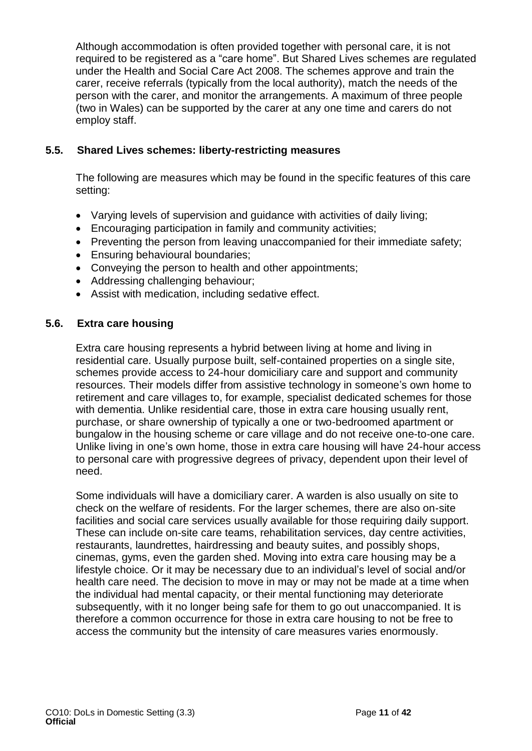Although accommodation is often provided together with personal care, it is not required to be registered as a "care home". But Shared Lives schemes are regulated under the Health and Social Care Act 2008. The schemes approve and train the carer, receive referrals (typically from the local authority), match the needs of the person with the carer, and monitor the arrangements. A maximum of three people (two in Wales) can be supported by the carer at any one time and carers do not employ staff.

### 5.5. Shared Lives schemes: liberty-restricting measures

The following are measures which may be found in the specific features of this care setting:

- Varying levels of supervision and guidance with activities of daily living;
- Encouraging participation in family and community activities;
- Preventing the person from leaving unaccompanied for their immediate safety;
- Ensuring behavioural boundaries;
- Conveying the person to health and other appointments;
- Addressing challenging behaviour;
- Assist with medication, including sedative effect.

### 5.6. Extra care housing

Extra care housing represents a hybrid between living at home and living in residential care. Usually purpose built, self-contained properties on a single site, schemes provide access to 24-hour domiciliary care and support and community resources. Their models differ from assistive technology in someone's own home to retirement and care villages to, for example, specialist dedicated schemes for those with dementia. Unlike residential care, those in extra care housing usually rent, purchase, or share ownership of typically a one or two-bedroomed apartment or bungalow in the housing scheme or care village and do not receive one-to-one care. Unlike living in one's own home, those in extra care housing will have 24-hour access to personal care with progressive degrees of privacy, dependent upon their level of need.

Some individuals will have a domiciliary carer. A warden is also usually on site to check on the welfare of residents. For the larger schemes, there are also on-site facilities and social care services usually available for those requiring daily support. These can include on-site care teams, rehabilitation services, day centre activities, restaurants, laundrettes, hairdressing and beauty suites, and possibly shops, cinemas, gyms, even the garden shed. Moving into extra care housing may be a lifestyle choice. Or it may be necessary due to an individual's level of social and/or health care need. The decision to move in may or may not be made at a time when the individual had mental capacity, or their mental functioning may deteriorate subsequently, with it no longer being safe for them to go out unaccompanied. It is therefore a common occurrence for those in extra care housing to not be free to access the community but the intensity of care measures varies enormously.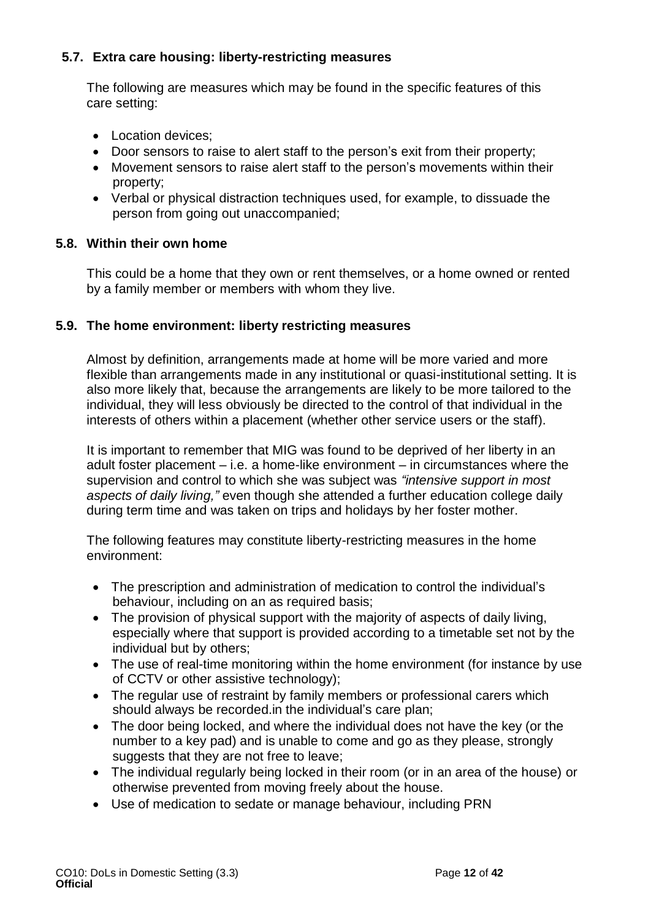### 5.7. Extra care housing: liberty-restricting measures

The following are measures which may be found in the specific features of this care setting:

- Location devices;
- Door sensors to raise to alert staff to the person's exit from their property;
- Movement sensors to raise alert staff to the person's movements within their property;
- Verbal or physical distraction techniques used, for example, to dissuade the person from going out unaccompanied;

### 5.8. Within their own home

This could be a home that they own or rent themselves, or a home owned or rented by a family member or members with whom they live.

### 5.9. The home environment: liberty restricting measures

Almost by definition, arrangements made at home will be more varied and more flexible than arrangements made in any institutional or quasi-institutional setting. It is also more likely that, because the arrangements are likely to be more tailored to the individual, they will less obviously be directed to the control of that individual in the interests of others within a placement (whether other service users or the staff).

It is important to remember that MIG was found to be deprived of her liberty in an adult foster placement – i.e. a home-like environment – in circumstances where the supervision and control to which she was subject was *"intensive support in most aspects of daily living,"* even though she attended a further education college daily during term time and was taken on trips and holidays by her foster mother.

The following features may constitute liberty-restricting measures in the home environment:

- The prescription and administration of medication to control the individual's behaviour, including on an as required basis;
- The provision of physical support with the majority of aspects of daily living, especially where that support is provided according to a timetable set not by the individual but by others;
- The use of real-time monitoring within the home environment (for instance by use of CCTV or other assistive technology);
- The regular use of restraint by family members or professional carers which should always be recorded.in the individual's care plan;
- The door being locked, and where the individual does not have the key (or the number to a key pad) and is unable to come and go as they please, strongly suggests that they are not free to leave;
- The individual regularly being locked in their room (or in an area of the house) or otherwise prevented from moving freely about the house.
- Use of medication to sedate or manage behaviour, including PRN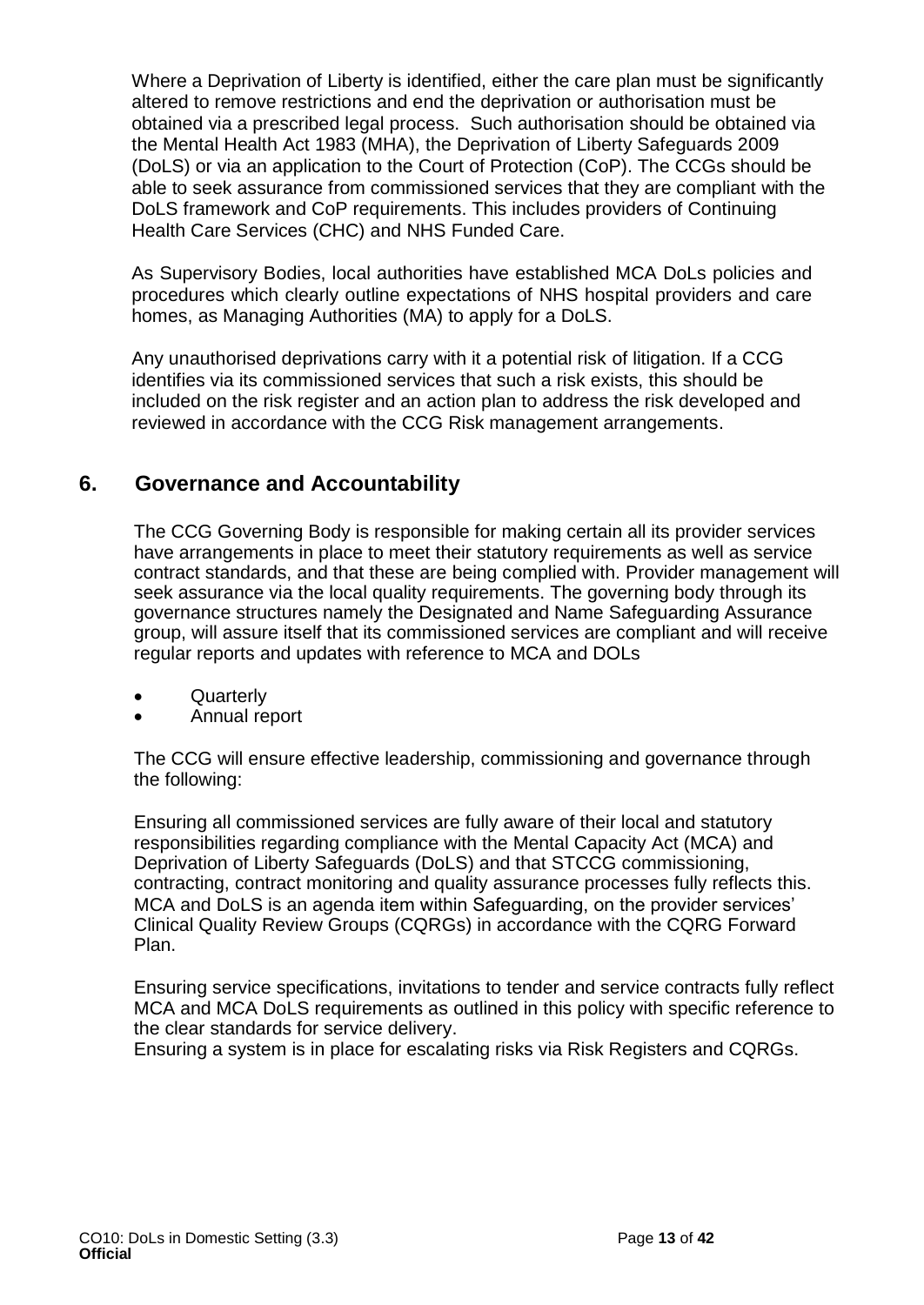Where a Deprivation of Liberty is identified, either the care plan must be significantly altered to remove restrictions and end the deprivation or authorisation must be obtained via a prescribed legal process. Such authorisation should be obtained via the Mental Health Act 1983 (MHA), the Deprivation of Liberty Safeguards 2009 (DoLS) or via an application to the Court of Protection (CoP). The CCGs should be able to seek assurance from commissioned services that they are compliant with the DoLS framework and CoP requirements. This includes providers of Continuing Health Care Services (CHC) and NHS Funded Care.

As Supervisory Bodies, local authorities have established MCA DoLs policies and procedures which clearly outline expectations of NHS hospital providers and care homes, as Managing Authorities (MA) to apply for a DoLS.

Any unauthorised deprivations carry with it a potential risk of litigation. If a CCG identifies via its commissioned services that such a risk exists, this should be included on the risk register and an action plan to address the risk developed and reviewed in accordance with the CCG Risk management arrangements.

## 6. Governance and Accountability

The CCG Governing Body is responsible for making certain all its provider services have arrangements in place to meet their statutory requirements as well as service contract standards, and that these are being complied with. Provider management will seek assurance via the local quality requirements. The governing body through its governance structures namely the Designated and Name Safeguarding Assurance group, will assure itself that its commissioned services are compliant and will receive regular reports and updates with reference to MCA and DOLs

- Quarterly
- Annual report

The CCG will ensure effective leadership, commissioning and governance through the following:

Ensuring all commissioned services are fully aware of their local and statutory responsibilities regarding compliance with the Mental Capacity Act (MCA) and Deprivation of Liberty Safeguards (DoLS) and that STCCG commissioning, contracting, contract monitoring and quality assurance processes fully reflects this. MCA and DoLS is an agenda item within Safeguarding, on the provider services' Clinical Quality Review Groups (CQRGs) in accordance with the CQRG Forward Plan.

Ensuring service specifications, invitations to tender and service contracts fully reflect MCA and MCA DoLS requirements as outlined in this policy with specific reference to the clear standards for service delivery.
Ensuring a system is in place for escalating risks via Risk Registers and CQRGs.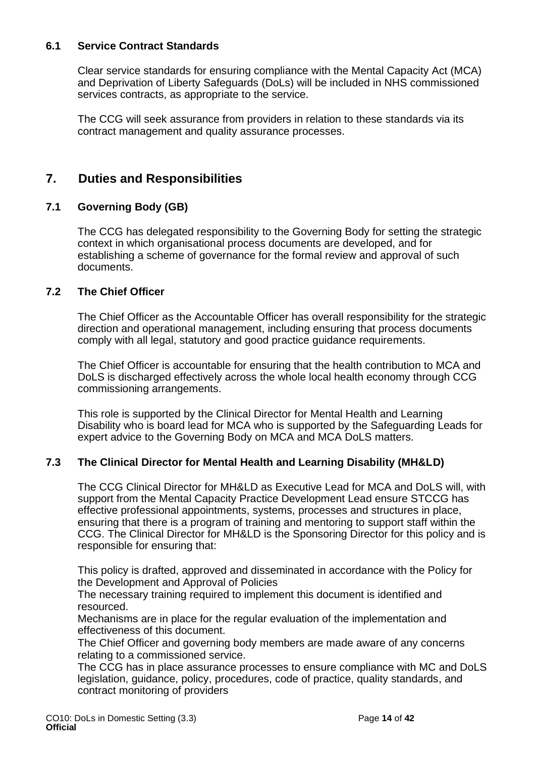### 6.1 Service Contract Standards

Clear service standards for ensuring compliance with the Mental Capacity Act (MCA) and Deprivation of Liberty Safeguards (DoLs) will be included in NHS commissioned services contracts, as appropriate to the service.

The CCG will seek assurance from providers in relation to these standards via its contract management and quality assurance processes.

## 7. Duties and Responsibilities

### 7.1 Governing Body (GB)

The CCG has delegated responsibility to the Governing Body for setting the strategic context in which organisational process documents are developed, and for establishing a scheme of governance for the formal review and approval of such documents.

### 7.2 The Chief Officer

The Chief Officer as the Accountable Officer has overall responsibility for the strategic direction and operational management, including ensuring that process documents comply with all legal, statutory and good practice guidance requirements.

The Chief Officer is accountable for ensuring that the health contribution to MCA and DoLS is discharged effectively across the whole local health economy through CCG commissioning arrangements.

This role is supported by the Clinical Director for Mental Health and Learning Disability who is board lead for MCA who is supported by the Safeguarding Leads for expert advice to the Governing Body on MCA and MCA DoLS matters.

### 7.3 The Clinical Director for Mental Health and Learning Disability (MH&LD)

The CCG Clinical Director for MH&LD as Executive Lead for MCA and DoLS will, with support from the Mental Capacity Practice Development Lead ensure STCCG has effective professional appointments, systems, processes and structures in place, ensuring that there is a program of training and mentoring to support staff within the CCG. The Clinical Director for MH&LD is the Sponsoring Director for this policy and is responsible for ensuring that:

This policy is drafted, approved and disseminated in accordance with the Policy for the Development and Approval of Policies

The necessary training required to implement this document is identified and resourced.

Mechanisms are in place for the regular evaluation of the implementation and effectiveness of this document.

The Chief Officer and governing body members are made aware of any concerns relating to a commissioned service.

The CCG has in place assurance processes to ensure compliance with MC and DoLS legislation, guidance, policy, procedures, code of practice, quality standards, and contract monitoring of providers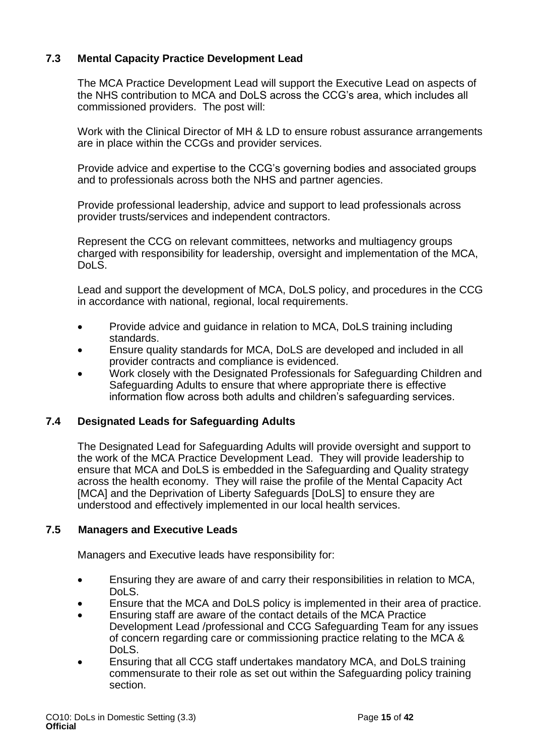## 7.3 Mental Capacity Practice Development Lead

The MCA Practice Development Lead will support the Executive Lead on aspects of the NHS contribution to MCA and DoLS across the CCG's area, which includes all commissioned providers. The post will:

Work with the Clinical Director of MH & LD to ensure robust assurance arrangements are in place within the CCGs and provider services.

Provide advice and expertise to the CCG's governing bodies and associated groups and to professionals across both the NHS and partner agencies.

Provide professional leadership, advice and support to lead professionals across provider trusts/services and independent contractors.

Represent the CCG on relevant committees, networks and multiagency groups charged with responsibility for leadership, oversight and implementation of the MCA, DoLS.

Lead and support the development of MCA, DoLS policy, and procedures in the CCG in accordance with national, regional, local requirements.

- Provide advice and guidance in relation to MCA, DoLS training including standards.
- Ensure quality standards for MCA, DoLS are developed and included in all provider contracts and compliance is evidenced.
- Work closely with the Designated Professionals for Safeguarding Children and Safeguarding Adults to ensure that where appropriate there is effective information flow across both adults and children's safeguarding services.

## 7.4 Designated Leads for Safeguarding Adults

The Designated Lead for Safeguarding Adults will provide oversight and support to the work of the MCA Practice Development Lead. They will provide leadership to ensure that MCA and DoLS is embedded in the Safeguarding and Quality strategy across the health economy. They will raise the profile of the Mental Capacity Act [MCA] and the Deprivation of Liberty Safeguards [DoLS] to ensure they are understood and effectively implemented in our local health services.

## 7.5 Managers and Executive Leads

Managers and Executive leads have responsibility for:

- Ensuring they are aware of and carry their responsibilities in relation to MCA, DoLS.
- Ensure that the MCA and DoLS policy is implemented in their area of practice.
- Ensuring staff are aware of the contact details of the MCA Practice Development Lead /professional and CCG Safeguarding Team for any issues of concern regarding care or commissioning practice relating to the MCA & DoLS.
- Ensuring that all CCG staff undertakes mandatory MCA, and DoLS training commensurate to their role as set out within the Safeguarding policy training section.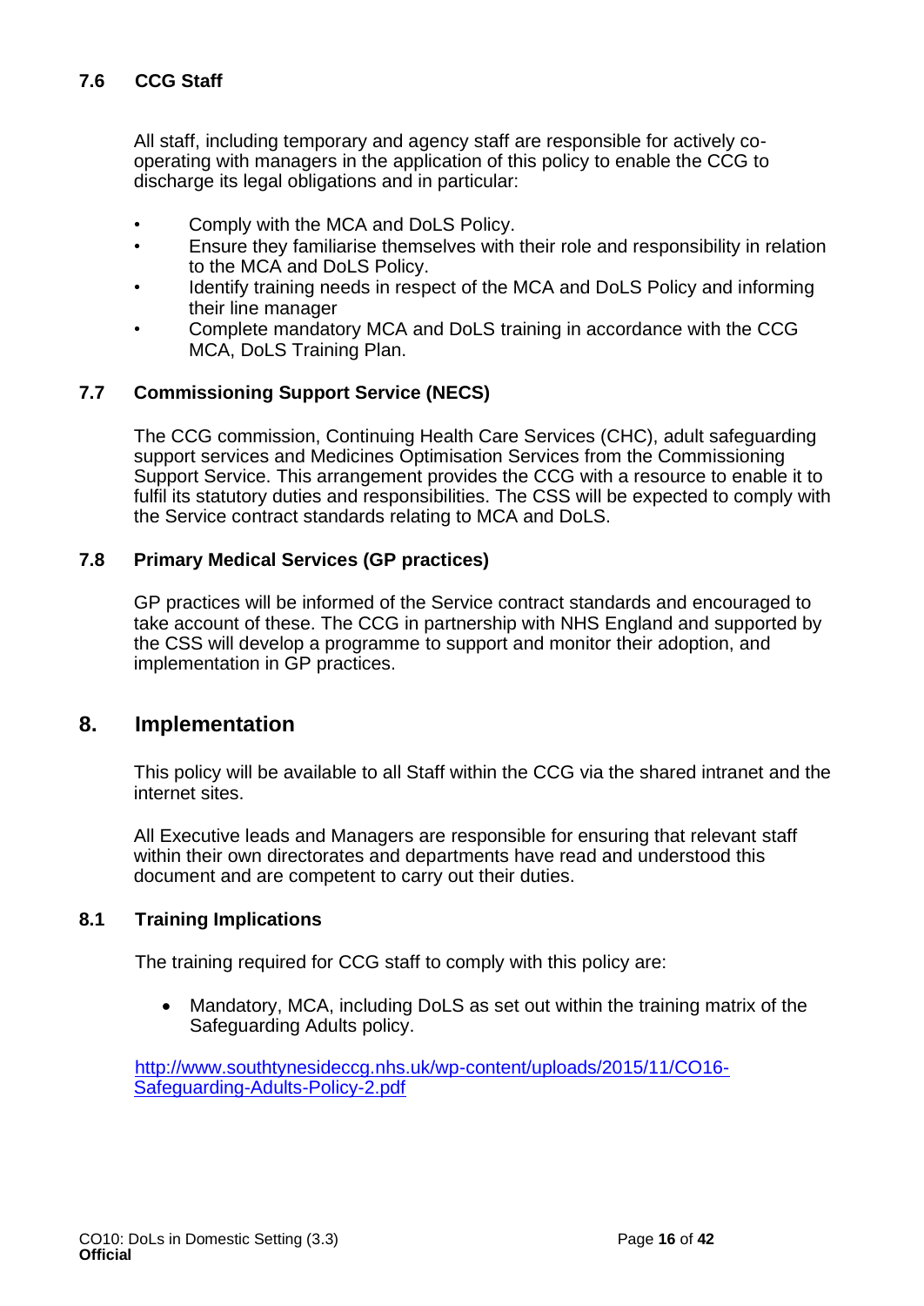### 7.6 CCG Staff

All staff, including temporary and agency staff are responsible for actively co-operating with managers in the application of this policy to enable the CCG to discharge its legal obligations and in particular:

- Comply with the MCA and DoLS Policy.
- Ensure they familiarise themselves with their role and responsibility in relation to the MCA and DoLS Policy.
- Identify training needs in respect of the MCA and DoLS Policy and informing their line manager
- Complete mandatory MCA and DoLS training in accordance with the CCG MCA, DoLS Training Plan.

### 7.7 Commissioning Support Service (NECS)

The CCG commission, Continuing Health Care Services (CHC), adult safeguarding support services and Medicines Optimisation Services from the Commissioning Support Service. This arrangement provides the CCG with a resource to enable it to fulfil its statutory duties and responsibilities. The CSS will be expected to comply with the Service contract standards relating to MCA and DoLS.

### 7.8 Primary Medical Services (GP practices)

GP practices will be informed of the Service contract standards and encouraged to take account of these. The CCG in partnership with NHS England and supported by the CSS will develop a programme to support and monitor their adoption, and implementation in GP practices.

## 8. Implementation

This policy will be available to all Staff within the CCG via the shared intranet and the internet sites.

All Executive leads and Managers are responsible for ensuring that relevant staff within their own directorates and departments have read and understood this document and are competent to carry out their duties.

### 8.1 Training Implications

The training required for CCG staff to comply with this policy are:

- Mandatory, MCA, including DoLS as set out within the training matrix of the Safeguarding Adults policy.

[http://www.southtynesideccg.nhs.uk/wp-content/uploads/2015/11/CO16-Safeguarding-Adults-Policy-2.pdf](http://www.southtynesideccg.nhs.uk/wp-content/uploads/2015/11/CO16-Safeguarding-Adults-Policy-2.pdf)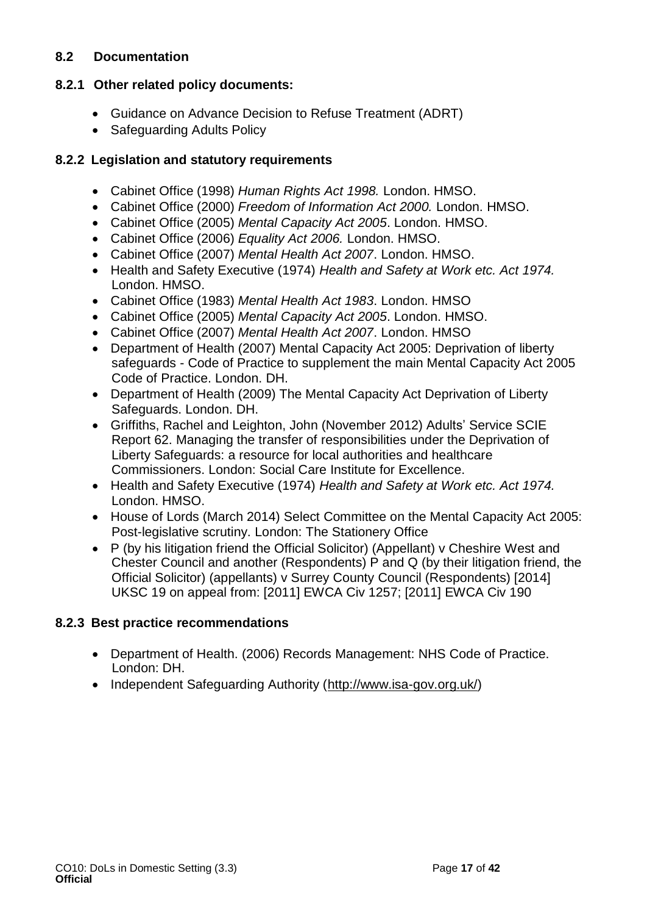## 8.2 Documentation

### 8.2.1 Other related policy documents:

- Guidance on Advance Decision to Refuse Treatment (ADRT)
- Safeguarding Adults Policy

### 8.2.2 Legislation and statutory requirements

- Cabinet Office (1998) *Human Rights Act 1998.* London. HMSO.
- Cabinet Office (2000) *Freedom of Information Act 2000.* London. HMSO.
- Cabinet Office (2005) *Mental Capacity Act 2005*. London. HMSO.
- Cabinet Office (2006) *Equality Act 2006.* London. HMSO.
- Cabinet Office (2007) *Mental Health Act 2007*. London. HMSO.
- Health and Safety Executive (1974) *Health and Safety at Work etc. Act 1974.* London. HMSO.
- Cabinet Office (1983) *Mental Health Act 1983*. London. HMSO
- Cabinet Office (2005) *Mental Capacity Act 2005*. London. HMSO.
- Cabinet Office (2007) *Mental Health Act 2007*. London. HMSO
- Department of Health (2007) Mental Capacity Act 2005: Deprivation of liberty safeguards - Code of Practice to supplement the main Mental Capacity Act 2005 Code of Practice. London. DH.
- Department of Health (2009) The Mental Capacity Act Deprivation of Liberty Safeguards. London. DH.
- Griffiths, Rachel and Leighton, John (November 2012) Adults' Service SCIE Report 62. Managing the transfer of responsibilities under the Deprivation of Liberty Safeguards: a resource for local authorities and healthcare Commissioners. London: Social Care Institute for Excellence.
- Health and Safety Executive (1974) *Health and Safety at Work etc. Act 1974.* London. HMSO.
- House of Lords (March 2014) Select Committee on the Mental Capacity Act 2005: Post-legislative scrutiny. London: The Stationery Office
- P (by his litigation friend the Official Solicitor) (Appellant) v Cheshire West and Chester Council and another (Respondents) P and Q (by their litigation friend, the Official Solicitor) (appellants) v Surrey County Council (Respondents) [2014] UKSC 19 on appeal from: [2011] EWCA Civ 1257; [2011] EWCA Civ 190

### 8.2.3 Best practice recommendations

- Department of Health. (2006) Records Management: NHS Code of Practice. London: DH.
- Independent Safeguarding Authority (http://www.isa-gov.org.uk/)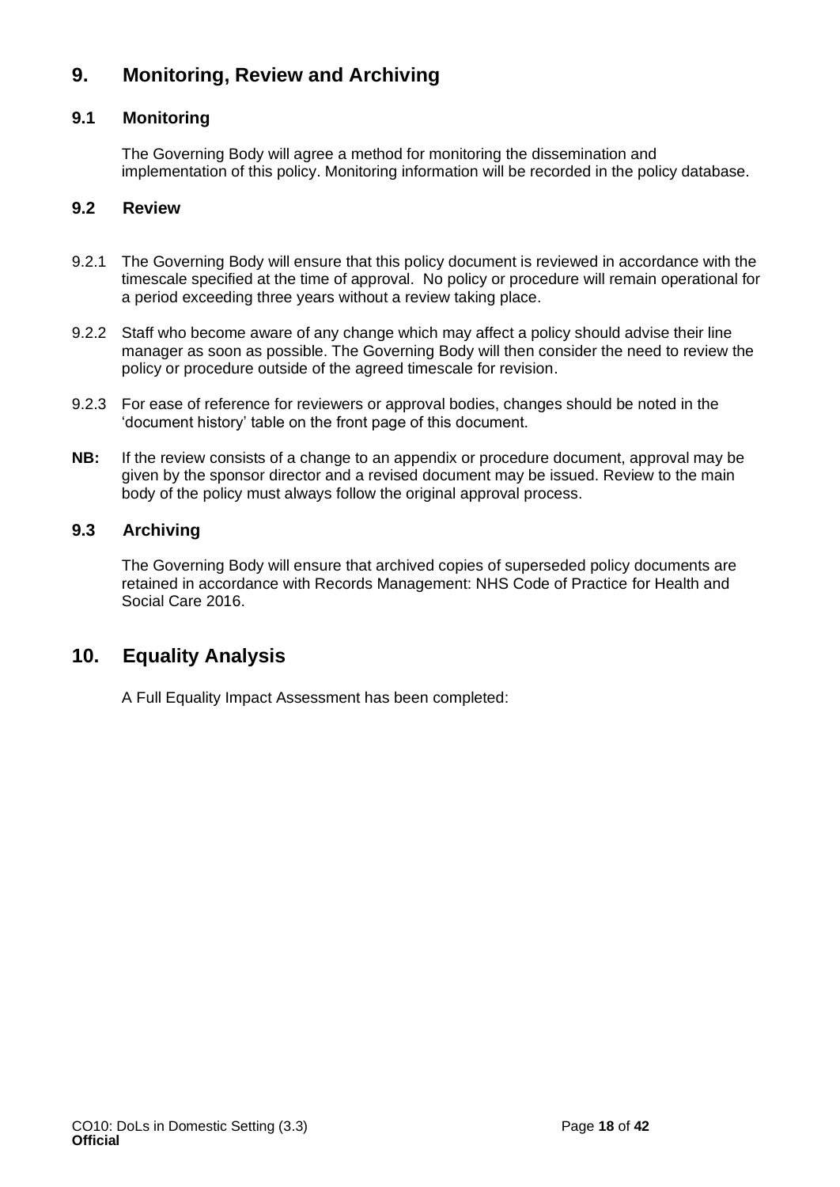## 9. Monitoring, Review and Archiving

### 9.1 Monitoring

The Governing Body will agree a method for monitoring the dissemination and implementation of this policy. Monitoring information will be recorded in the policy database.

### 9.2 Review

9.2.1 The Governing Body will ensure that this policy document is reviewed in accordance with the timescale specified at the time of approval. No policy or procedure will remain operational for a period exceeding three years without a review taking place.

9.2.2 Staff who become aware of any change which may affect a policy should advise their line manager as soon as possible. The Governing Body will then consider the need to review the policy or procedure outside of the agreed timescale for revision.

9.2.3 For ease of reference for reviewers or approval bodies, changes should be noted in the 'document history' table on the front page of this document.

**NB:** If the review consists of a change to an appendix or procedure document, approval may be given by the sponsor director and a revised document may be issued. Review to the main body of the policy must always follow the original approval process.

### 9.3 Archiving

The Governing Body will ensure that archived copies of superseded policy documents are retained in accordance with Records Management: NHS Code of Practice for Health and Social Care 2016.

## 10. Equality Analysis

A Full Equality Impact Assessment has been completed: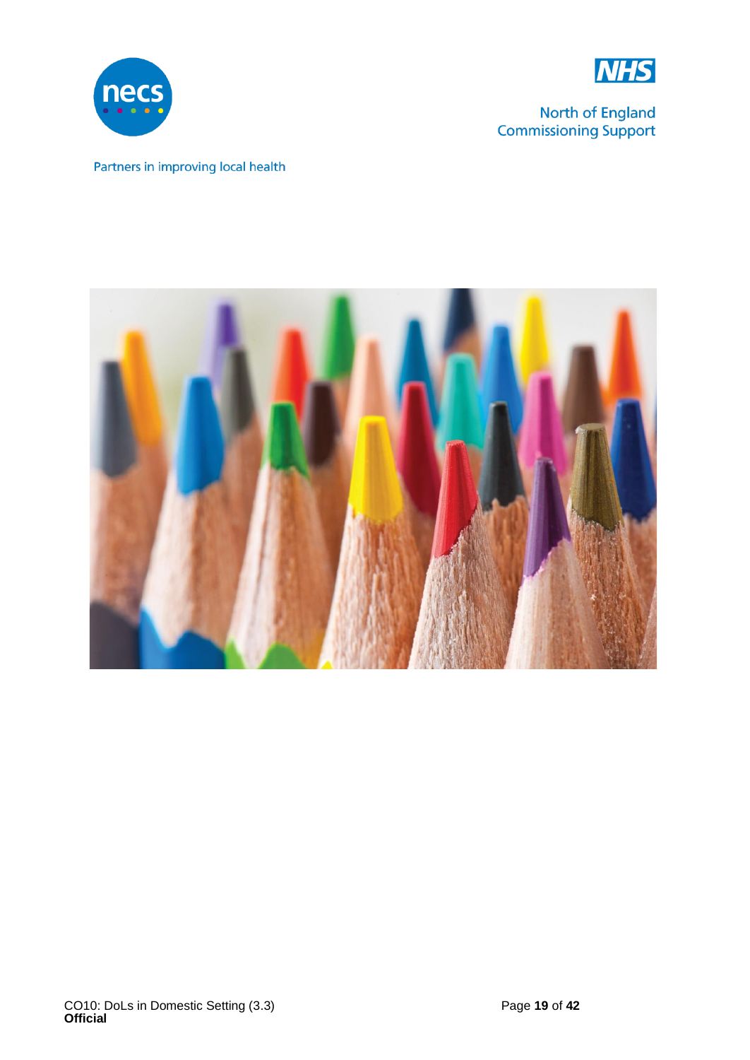North of England Commissioning Support

Partners in improving local health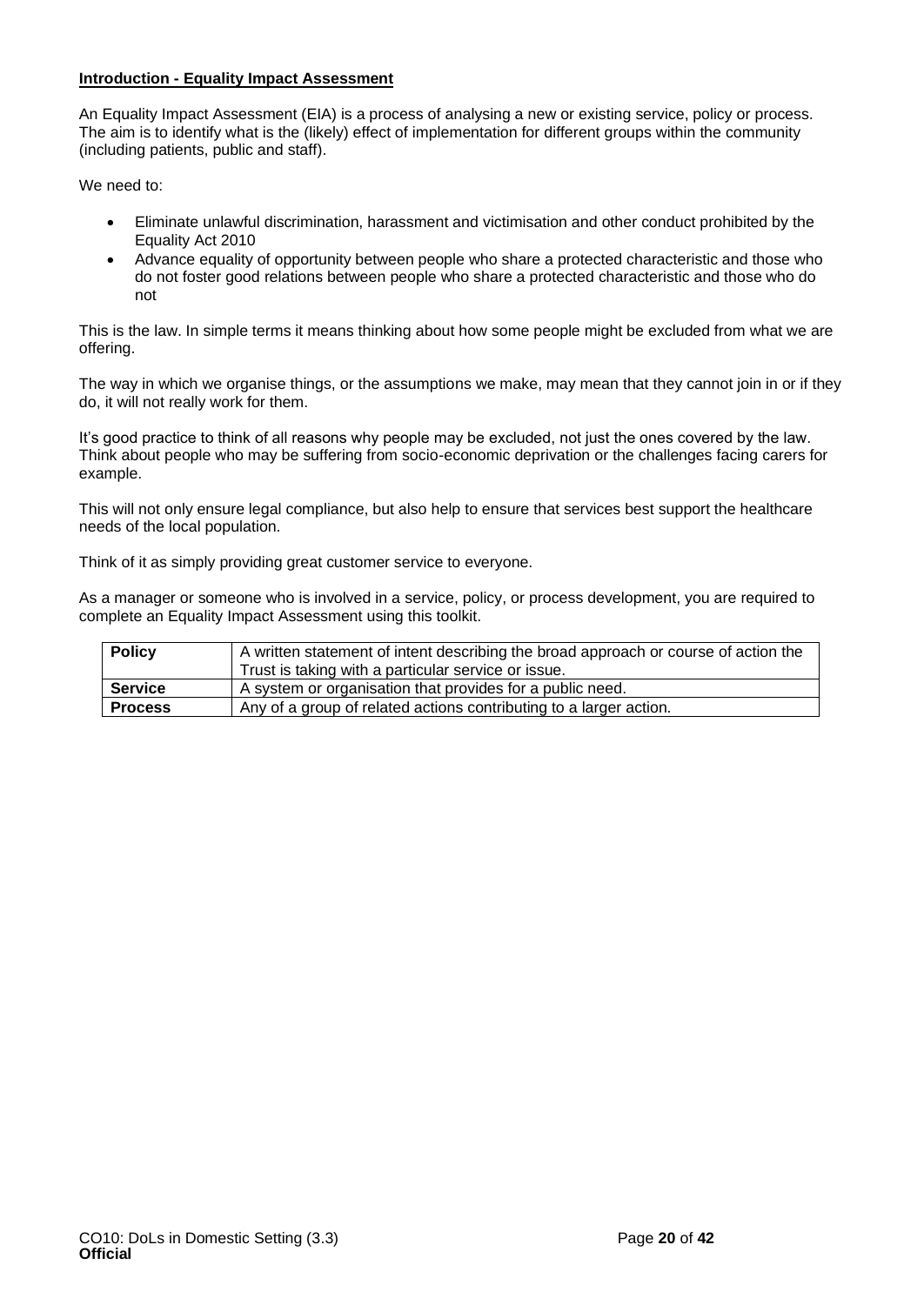**Introduction - Equality Impact Assessment**

An Equality Impact Assessment (EIA) is a process of analysing a new or existing service, policy or process. The aim is to identify what is the (likely) effect of implementation for different groups within the community (including patients, public and staff).

We need to:

- Eliminate unlawful discrimination, harassment and victimisation and other conduct prohibited by the Equality Act 2010
- Advance equality of opportunity between people who share a protected characteristic and those who do not foster good relations between people who share a protected characteristic and those who do not

This is the law. In simple terms it means thinking about how some people might be excluded from what we are offering.

The way in which we organise things, or the assumptions we make, may mean that they cannot join in or if they do, it will not really work for them.

It's good practice to think of all reasons why people may be excluded, not just the ones covered by the law. Think about people who may be suffering from socio-economic deprivation or the challenges facing carers for example.

This will not only ensure legal compliance, but also help to ensure that services best support the healthcare needs of the local population.

Think of it as simply providing great customer service to everyone.

As a manager or someone who is involved in a service, policy, or process development, you are required to complete an Equality Impact Assessment using this toolkit.

| | |
|---|---|
| **Policy** | A written statement of intent describing the broad approach or course of action the Trust is taking with a particular service or issue. |
| **Service** | A system or organisation that provides for a public need. |
| **Process** | Any of a group of related actions contributing to a larger action. |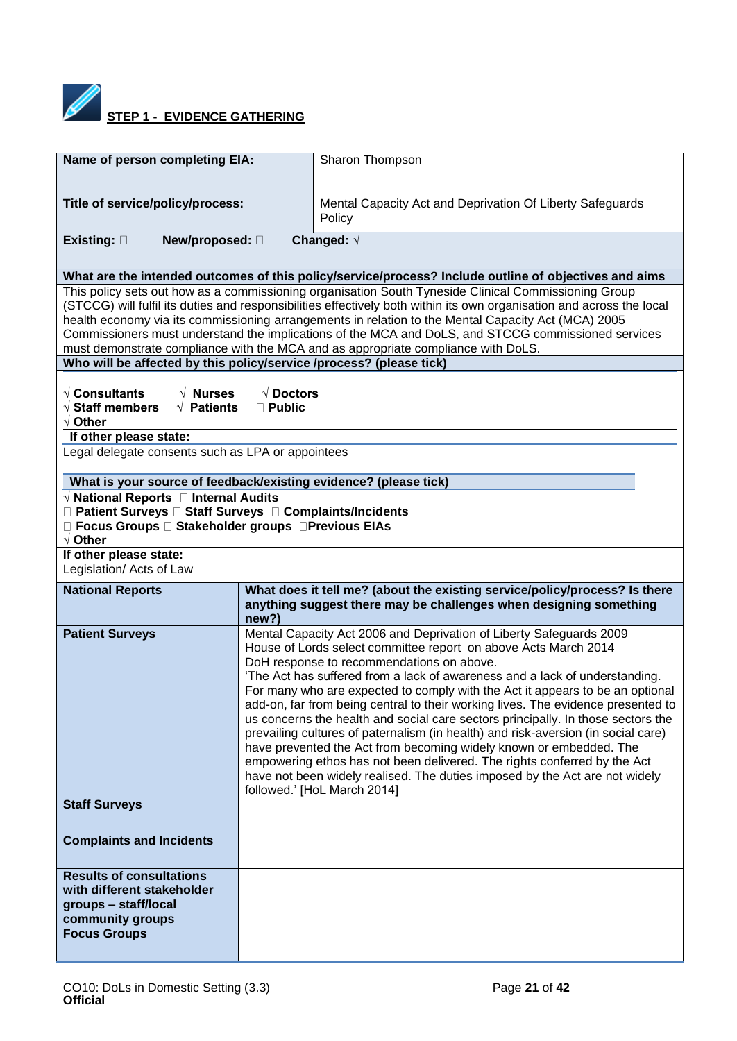## STEP 1 - EVIDENCE GATHERING

| Name of person completing EIA: | Sharon Thompson |
|---|---|
| Title of service/policy/process: | Mental Capacity Act and Deprivation Of Liberty Safeguards Policy |

**Existing:** ☐ **New/proposed:** ☐ **Changed:** √

**What are the intended outcomes of this policy/service/process? Include outline of objectives and aims**

This policy sets out how as a commissioning organisation South Tyneside Clinical Commissioning Group (STCCG) will fulfil its duties and responsibilities effectively both within its own organisation and across the local health economy via its commissioning arrangements in relation to the Mental Capacity Act (MCA) 2005 Commissioners must understand the implications of the MCA and DoLS, and STCCG commissioned services must demonstrate compliance with the MCA and as appropriate compliance with DoLS.

**Who will be affected by this policy/service /process? (please tick)**

√ **Consultants** √ **Nurses** √ **Doctors**
√ **Staff members** √ **Patients** ☐ **Public**
√ **Other**

**If other please state:**

Legal delegate consents such as LPA or appointees

**What is your source of feedback/existing evidence? (please tick)**

√ **National Reports** ☐ **Internal Audits**
☐ **Patient Surveys** ☐ **Staff Surveys** ☐ **Complaints/Incidents**
☐ **Focus Groups** ☐ **Stakeholder groups** ☐**Previous EIAs**
√ **Other**

**If other please state:**

Legislation/ Acts of Law

| **National Reports** | **What does it tell me? (about the existing service/policy/process? Is there anything suggest there may be challenges when designing something new?)** |
|---|---|
| **Patient Surveys** | Mental Capacity Act 2006 and Deprivation of Liberty Safeguards 2009<br>House of Lords select committee report on above Acts March 2014<br>DoH response to recommendations on above.<br>'The Act has suffered from a lack of awareness and a lack of understanding. For many who are expected to comply with the Act it appears to be an optional add-on, far from being central to their working lives. The evidence presented to us concerns the health and social care sectors principally. In those sectors the prevailing cultures of paternalism (in health) and risk-aversion (in social care) have prevented the Act from becoming widely known or embedded. The empowering ethos has not been delivered. The rights conferred by the Act have not been widely realised. The duties imposed by the Act are not widely followed.' [HoL March 2014] |
| **Staff Surveys** | |
| **Complaints and Incidents** | |
| **Results of consultations with different stakeholder groups – staff/local community groups** | |
| **Focus Groups** | |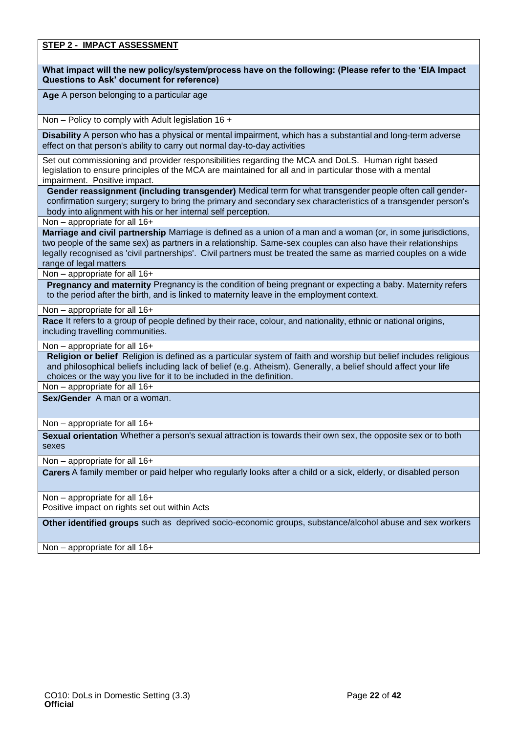**STEP 2 - IMPACT ASSESSMENT**

**What impact will the new policy/system/process have on the following: (Please refer to the 'EIA Impact Questions to Ask' document for reference)**

**Age** A person belonging to a particular age

Non – Policy to comply with Adult legislation 16 +

**Disability** A person who has a physical or mental impairment, which has a substantial and long-term adverse effect on that person's ability to carry out normal day-to-day activities

Set out commissioning and provider responsibilities regarding the MCA and DoLS. Human right based legislation to ensure principles of the MCA are maintained for all and in particular those with a mental impairment. Positive impact.

**Gender reassignment (including transgender)** Medical term for what transgender people often call gender-confirmation surgery; surgery to bring the primary and secondary sex characteristics of a transgender person's body into alignment with his or her internal self perception.

Non – appropriate for all 16+

**Marriage and civil partnership** Marriage is defined as a union of a man and a woman (or, in some jurisdictions, two people of the same sex) as partners in a relationship. Same-sex couples can also have their relationships legally recognised as 'civil partnerships'. Civil partners must be treated the same as married couples on a wide range of legal matters

Non – appropriate for all 16+

**Pregnancy and maternity** Pregnancy is the condition of being pregnant or expecting a baby. Maternity refers to the period after the birth, and is linked to maternity leave in the employment context.

Non – appropriate for all 16+

**Race** It refers to a group of people defined by their race, colour, and nationality, ethnic or national origins, including travelling communities.

Non – appropriate for all 16+

**Religion or belief** Religion is defined as a particular system of faith and worship but belief includes religious and philosophical beliefs including lack of belief (e.g. Atheism). Generally, a belief should affect your life choices or the way you live for it to be included in the definition.

Non – appropriate for all 16+

**Sex/Gender** A man or a woman.

Non – appropriate for all 16+

**Sexual orientation** Whether a person's sexual attraction is towards their own sex, the opposite sex or to both sexes

Non – appropriate for all 16+

**Carers** A family member or paid helper who regularly looks after a child or a sick, elderly, or disabled person

Non – appropriate for all 16+
Positive impact on rights set out within Acts

**Other identified groups** such as deprived socio-economic groups, substance/alcohol abuse and sex workers

Non – appropriate for all 16+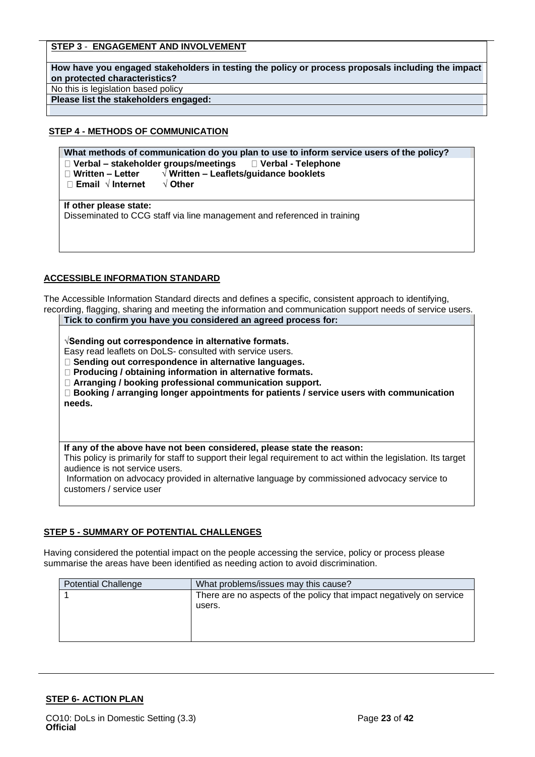**STEP 3 - ENGAGEMENT AND INVOLVEMENT**

**How have you engaged stakeholders in testing the policy or process proposals including the impact on protected characteristics?**

No this is legislation based policy

**Please list the stakeholders engaged:**

**STEP 4 - METHODS OF COMMUNICATION**

**What methods of communication do you plan to use to inform service users of the policy?**

☐ **Verbal – stakeholder groups/meetings** ☐ **Verbal - Telephone**
☐ **Written – Letter** √ **Written – Leaflets/guidance booklets**
☐ **Email** √ **Internet** √ **Other**

**If other please state:**

Disseminated to CCG staff via line management and referenced in training

**ACCESSIBLE INFORMATION STANDARD**

The Accessible Information Standard directs and defines a specific, consistent approach to identifying, recording, flagging, sharing and meeting the information and communication support needs of service users.

**Tick to confirm you have you considered an agreed process for:**

√**Sending out correspondence in alternative formats.**
Easy read leaflets on DoLS- consulted with service users.
☐ **Sending out correspondence in alternative languages.**
☐ **Producing / obtaining information in alternative formats.**
☐ **Arranging / booking professional communication support.**
☐ **Booking / arranging longer appointments for patients / service users with communication needs.**

**If any of the above have not been considered, please state the reason:**

This policy is primarily for staff to support their legal requirement to act within the legislation. Its target audience is not service users.
Information on advocacy provided in alternative language by commissioned advocacy service to customers / service user

**STEP 5 - SUMMARY OF POTENTIAL CHALLENGES**

Having considered the potential impact on the people accessing the service, policy or process please summarise the areas have been identified as needing action to avoid discrimination.

| Potential Challenge | What problems/issues may this cause? |
|---|---|
| 1 | There are no aspects of the policy that impact negatively on service users. |

**STEP 6- ACTION PLAN**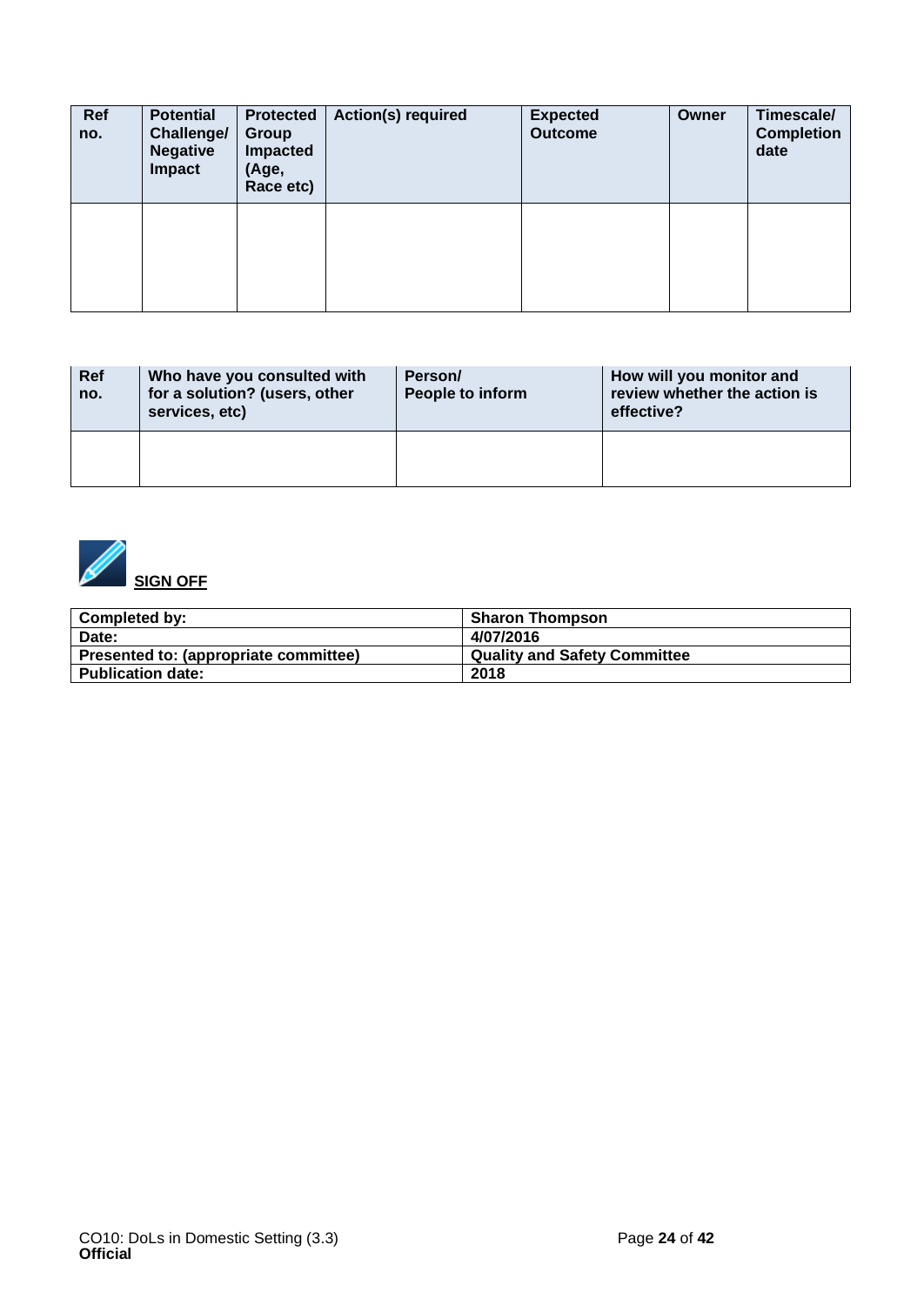| Ref no. | Potential Challenge/ Negative Impact | Protected Group Impacted (Age, Race etc) | Action(s) required | Expected Outcome | Owner | Timescale/ Completion date |
|---|---|---|---|---|---|---|
| | | | | | | |

| Ref no. | Who have you consulted with for a solution? (users, other services, etc) | Person/ People to inform | How will you monitor and review whether the action is effective? |
|---|---|---|---|
| | | | |

## SIGN OFF

| Completed by: | Sharon Thompson |
|---|---|
| Date: | 4/07/2016 |
| Presented to: (appropriate committee) | Quality and Safety Committee |
| Publication date: | 2018 |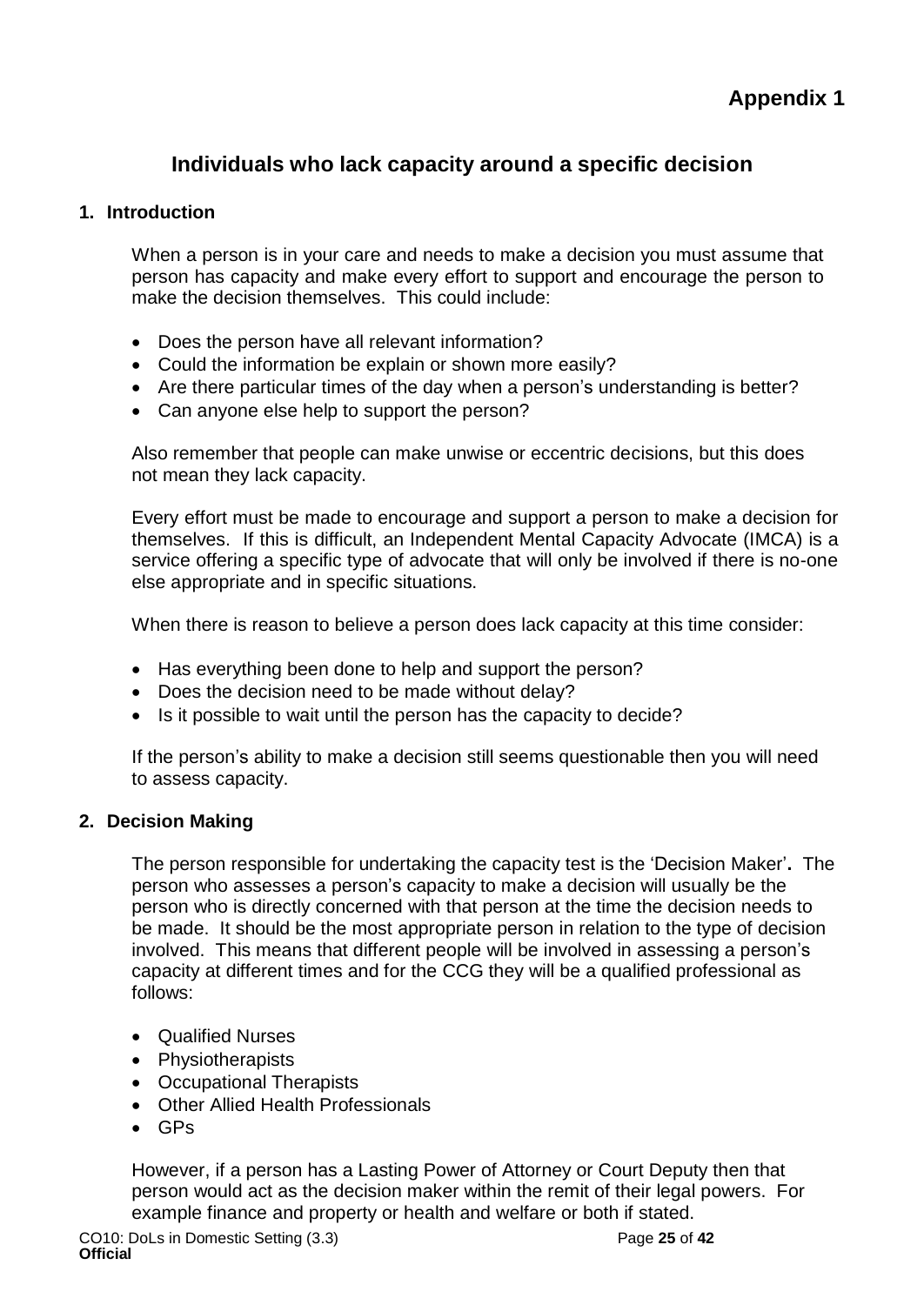# Appendix 1

## Individuals who lack capacity around a specific decision

### 1. Introduction

When a person is in your care and needs to make a decision you must assume that person has capacity and make every effort to support and encourage the person to make the decision themselves. This could include:

- Does the person have all relevant information?
- Could the information be explain or shown more easily?
- Are there particular times of the day when a person's understanding is better?
- Can anyone else help to support the person?

Also remember that people can make unwise or eccentric decisions, but this does not mean they lack capacity.

Every effort must be made to encourage and support a person to make a decision for themselves. If this is difficult, an Independent Mental Capacity Advocate (IMCA) is a service offering a specific type of advocate that will only be involved if there is no-one else appropriate and in specific situations.

When there is reason to believe a person does lack capacity at this time consider:

- Has everything been done to help and support the person?
- Does the decision need to be made without delay?
- Is it possible to wait until the person has the capacity to decide?

If the person's ability to make a decision still seems questionable then you will need to assess capacity.

### 2. Decision Making

The person responsible for undertaking the capacity test is the 'Decision Maker'**.** The person who assesses a person's capacity to make a decision will usually be the person who is directly concerned with that person at the time the decision needs to be made. It should be the most appropriate person in relation to the type of decision involved. This means that different people will be involved in assessing a person's capacity at different times and for the CCG they will be a qualified professional as follows:

- Qualified Nurses
- Physiotherapists
- Occupational Therapists
- Other Allied Health Professionals
- GPs

However, if a person has a Lasting Power of Attorney or Court Deputy then that person would act as the decision maker within the remit of their legal powers. For example finance and property or health and welfare or both if stated.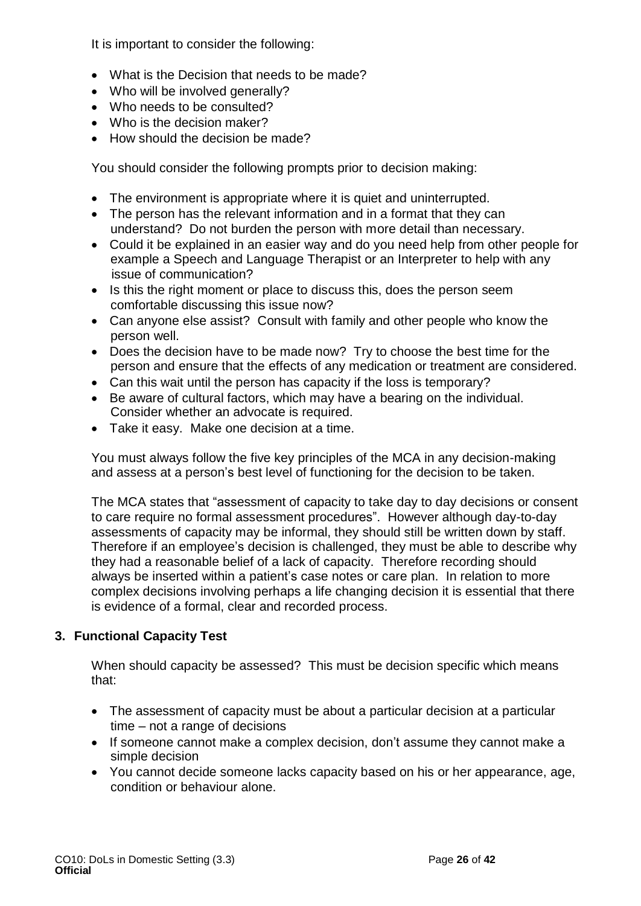It is important to consider the following:

- What is the Decision that needs to be made?
- Who will be involved generally?
- Who needs to be consulted?
- Who is the decision maker?
- How should the decision be made?

You should consider the following prompts prior to decision making:

- The environment is appropriate where it is quiet and uninterrupted.
- The person has the relevant information and in a format that they can understand? Do not burden the person with more detail than necessary.
- Could it be explained in an easier way and do you need help from other people for example a Speech and Language Therapist or an Interpreter to help with any issue of communication?
- Is this the right moment or place to discuss this, does the person seem comfortable discussing this issue now?
- Can anyone else assist? Consult with family and other people who know the person well.
- Does the decision have to be made now? Try to choose the best time for the person and ensure that the effects of any medication or treatment are considered.
- Can this wait until the person has capacity if the loss is temporary?
- Be aware of cultural factors, which may have a bearing on the individual. Consider whether an advocate is required.
- Take it easy. Make one decision at a time.

You must always follow the five key principles of the MCA in any decision-making and assess at a person's best level of functioning for the decision to be taken.

The MCA states that "assessment of capacity to take day to day decisions or consent to care require no formal assessment procedures". However although day-to-day assessments of capacity may be informal, they should still be written down by staff. Therefore if an employee's decision is challenged, they must be able to describe why they had a reasonable belief of a lack of capacity. Therefore recording should always be inserted within a patient's case notes or care plan. In relation to more complex decisions involving perhaps a life changing decision it is essential that there is evidence of a formal, clear and recorded process.

## 3. Functional Capacity Test

When should capacity be assessed? This must be decision specific which means that:

- The assessment of capacity must be about a particular decision at a particular time – not a range of decisions
- If someone cannot make a complex decision, don't assume they cannot make a simple decision
- You cannot decide someone lacks capacity based on his or her appearance, age, condition or behaviour alone.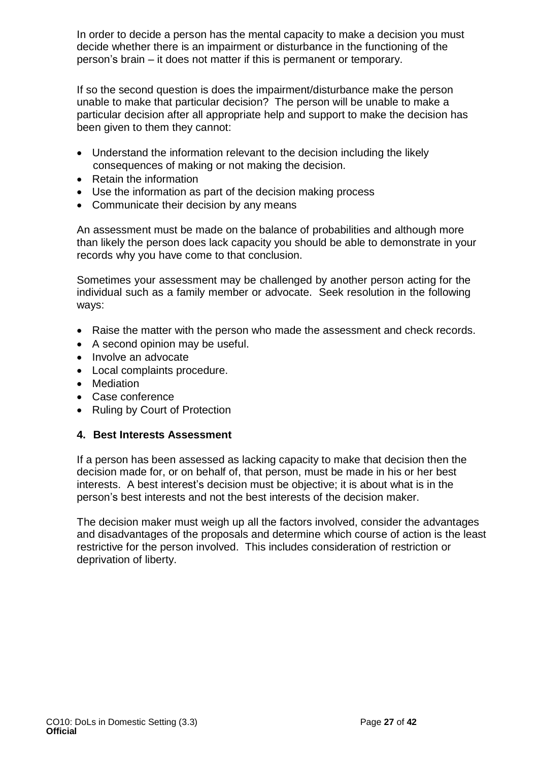In order to decide a person has the mental capacity to make a decision you must decide whether there is an impairment or disturbance in the functioning of the person's brain – it does not matter if this is permanent or temporary.

If so the second question is does the impairment/disturbance make the person unable to make that particular decision? The person will be unable to make a particular decision after all appropriate help and support to make the decision has been given to them they cannot:

- Understand the information relevant to the decision including the likely consequences of making or not making the decision.
- Retain the information
- Use the information as part of the decision making process
- Communicate their decision by any means

An assessment must be made on the balance of probabilities and although more than likely the person does lack capacity you should be able to demonstrate in your records why you have come to that conclusion.

Sometimes your assessment may be challenged by another person acting for the individual such as a family member or advocate. Seek resolution in the following ways:

- Raise the matter with the person who made the assessment and check records.
- A second opinion may be useful.
- Involve an advocate
- Local complaints procedure.
- Mediation
- Case conference
- Ruling by Court of Protection

## 4. Best Interests Assessment

If a person has been assessed as lacking capacity to make that decision then the decision made for, or on behalf of, that person, must be made in his or her best interests. A best interest's decision must be objective; it is about what is in the person's best interests and not the best interests of the decision maker.

The decision maker must weigh up all the factors involved, consider the advantages and disadvantages of the proposals and determine which course of action is the least restrictive for the person involved. This includes consideration of restriction or deprivation of liberty.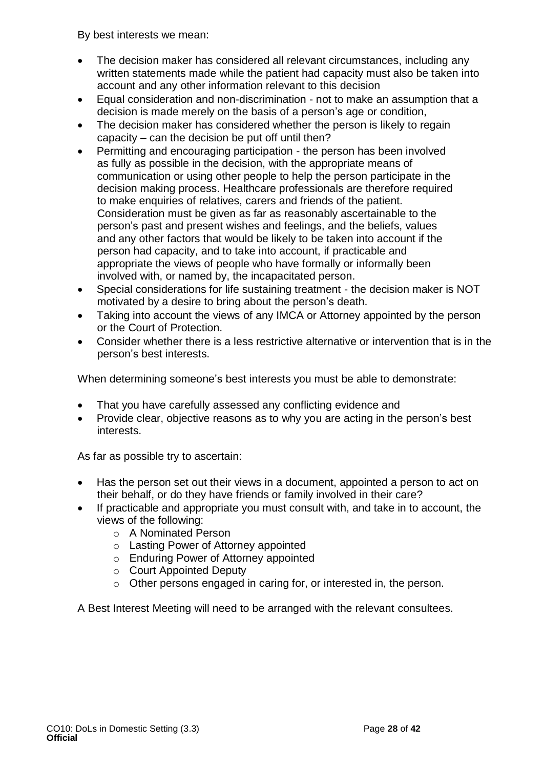By best interests we mean:

- The decision maker has considered all relevant circumstances, including any written statements made while the patient had capacity must also be taken into account and any other information relevant to this decision
- Equal consideration and non-discrimination - not to make an assumption that a decision is made merely on the basis of a person's age or condition,
- The decision maker has considered whether the person is likely to regain capacity – can the decision be put off until then?
- Permitting and encouraging participation - the person has been involved as fully as possible in the decision, with the appropriate means of communication or using other people to help the person participate in the decision making process. Healthcare professionals are therefore required to make enquiries of relatives, carers and friends of the patient. Consideration must be given as far as reasonably ascertainable to the person's past and present wishes and feelings, and the beliefs, values and any other factors that would be likely to be taken into account if the person had capacity, and to take into account, if practicable and appropriate the views of people who have formally or informally been involved with, or named by, the incapacitated person.
- Special considerations for life sustaining treatment - the decision maker is NOT motivated by a desire to bring about the person's death.
- Taking into account the views of any IMCA or Attorney appointed by the person or the Court of Protection.
- Consider whether there is a less restrictive alternative or intervention that is in the person's best interests.

When determining someone's best interests you must be able to demonstrate:

- That you have carefully assessed any conflicting evidence and
- Provide clear, objective reasons as to why you are acting in the person's best interests.

As far as possible try to ascertain:

- Has the person set out their views in a document, appointed a person to act on their behalf, or do they have friends or family involved in their care?
- If practicable and appropriate you must consult with, and take in to account, the views of the following:
  - A Nominated Person
  - Lasting Power of Attorney appointed
  - Enduring Power of Attorney appointed
  - Court Appointed Deputy
  - Other persons engaged in caring for, or interested in, the person.

A Best Interest Meeting will need to be arranged with the relevant consultees.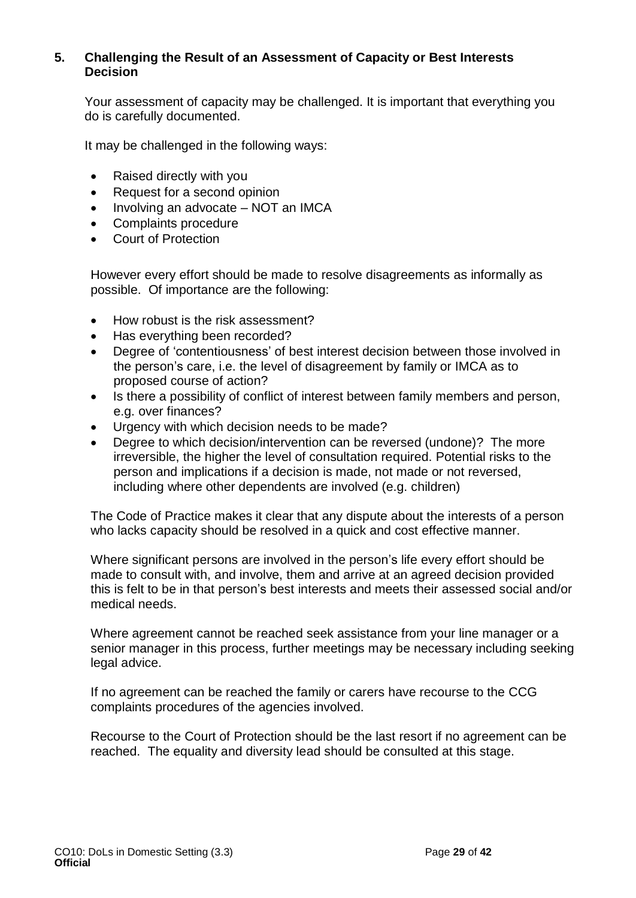## 5. Challenging the Result of an Assessment of Capacity or Best Interests Decision

Your assessment of capacity may be challenged. It is important that everything you do is carefully documented.

It may be challenged in the following ways:

- Raised directly with you
- Request for a second opinion
- Involving an advocate – NOT an IMCA
- Complaints procedure
- Court of Protection

However every effort should be made to resolve disagreements as informally as possible. Of importance are the following:

- How robust is the risk assessment?
- Has everything been recorded?
- Degree of 'contentiousness' of best interest decision between those involved in the person's care, i.e. the level of disagreement by family or IMCA as to proposed course of action?
- Is there a possibility of conflict of interest between family members and person, e.g. over finances?
- Urgency with which decision needs to be made?
- Degree to which decision/intervention can be reversed (undone)? The more irreversible, the higher the level of consultation required. Potential risks to the person and implications if a decision is made, not made or not reversed, including where other dependents are involved (e.g. children)

The Code of Practice makes it clear that any dispute about the interests of a person who lacks capacity should be resolved in a quick and cost effective manner.

Where significant persons are involved in the person's life every effort should be made to consult with, and involve, them and arrive at an agreed decision provided this is felt to be in that person's best interests and meets their assessed social and/or medical needs.

Where agreement cannot be reached seek assistance from your line manager or a senior manager in this process, further meetings may be necessary including seeking legal advice.

If no agreement can be reached the family or carers have recourse to the CCG complaints procedures of the agencies involved.

Recourse to the Court of Protection should be the last resort if no agreement can be reached. The equality and diversity lead should be consulted at this stage.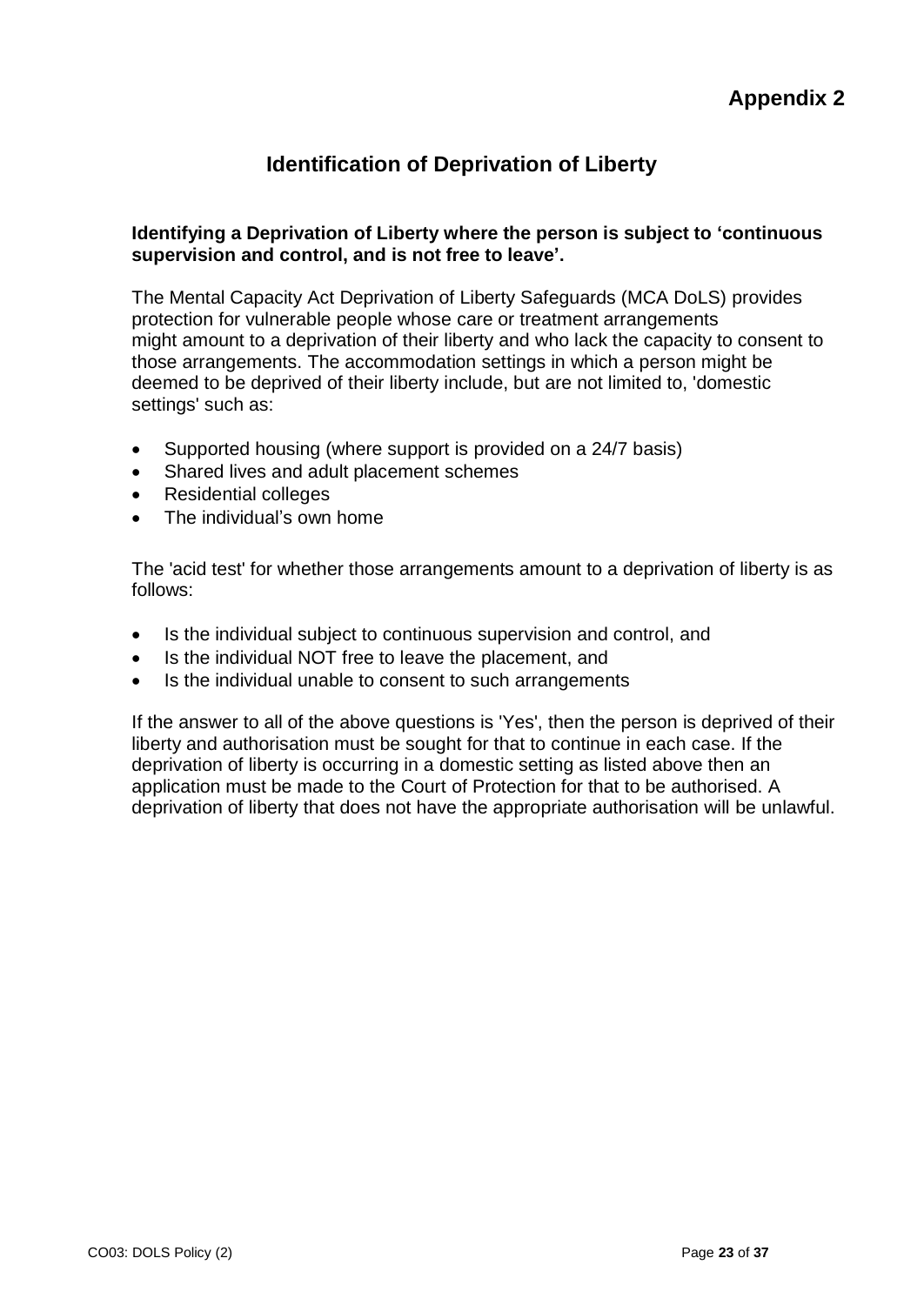**Appendix 2**

# Identification of Deprivation of Liberty

**Identifying a Deprivation of Liberty where the person is subject to 'continuous supervision and control, and is not free to leave'.**

The Mental Capacity Act Deprivation of Liberty Safeguards (MCA DoLS) provides protection for vulnerable people whose care or treatment arrangements might amount to a deprivation of their liberty and who lack the capacity to consent to those arrangements. The accommodation settings in which a person might be deemed to be deprived of their liberty include, but are not limited to, 'domestic settings' such as:

- Supported housing (where support is provided on a 24/7 basis)
- Shared lives and adult placement schemes
- Residential colleges
- The individual's own home

The 'acid test' for whether those arrangements amount to a deprivation of liberty is as follows:

- Is the individual subject to continuous supervision and control, and
- Is the individual NOT free to leave the placement, and
- Is the individual unable to consent to such arrangements

If the answer to all of the above questions is 'Yes', then the person is deprived of their liberty and authorisation must be sought for that to continue in each case. If the deprivation of liberty is occurring in a domestic setting as listed above then an application must be made to the Court of Protection for that to be authorised. A deprivation of liberty that does not have the appropriate authorisation will be unlawful.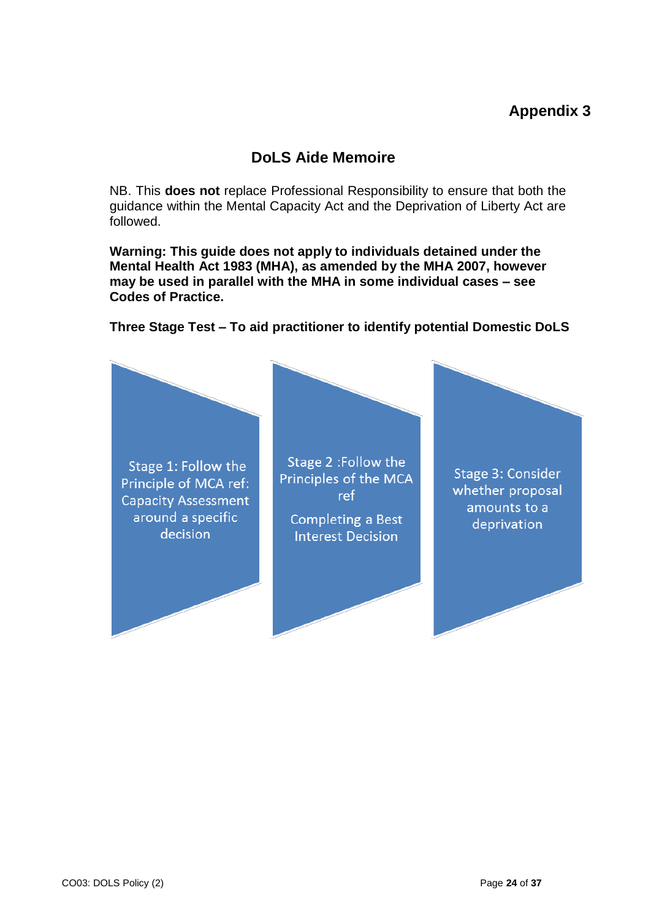**Appendix 3**

## DoLS Aide Memoire

NB. This **does not** replace Professional Responsibility to ensure that both the guidance within the Mental Capacity Act and the Deprivation of Liberty Act are followed.

**Warning: This guide does not apply to individuals detained under the Mental Health Act 1983 (MHA), as amended by the MHA 2007, however may be used in parallel with the MHA in some individual cases – see Codes of Practice.**

**Three Stage Test – To aid practitioner to identify potential Domestic DoLS**

Stage 1: Follow the Principle of MCA ref: Capacity Assessment around a specific decision

Stage 2 :Follow the Principles of the MCA ref

Completing a Best Interest Decision

Stage 3: Consider whether proposal amounts to a deprivation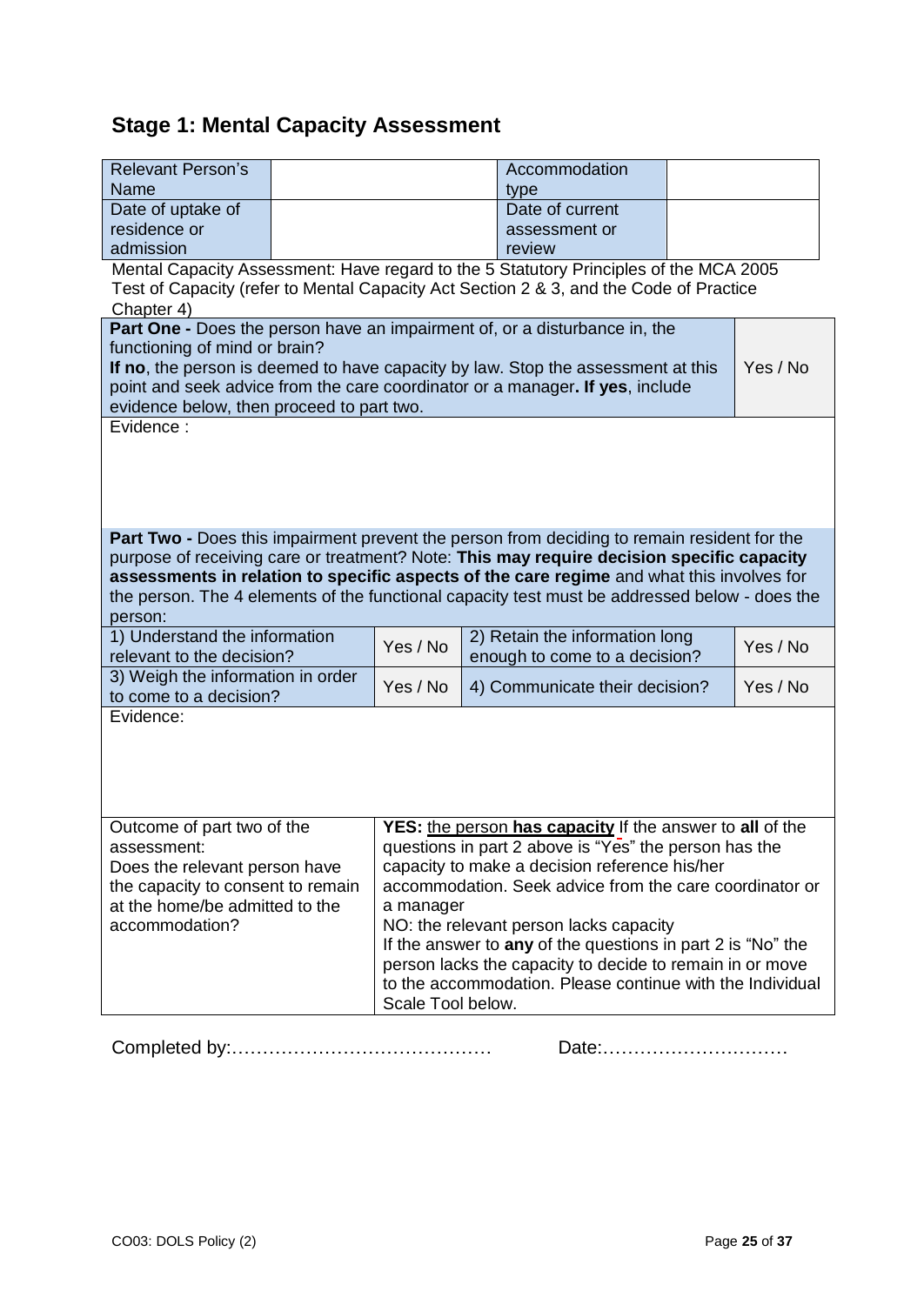## Stage 1: Mental Capacity Assessment

| Relevant Person's Name | | Accommodation type | |
|---|---|---|---|
| Date of uptake of residence or admission | | Date of current assessment or review | |

Mental Capacity Assessment: Have regard to the 5 Statutory Principles of the MCA 2005
Test of Capacity (refer to Mental Capacity Act Section 2 & 3, and the Code of Practice Chapter 4)

| | |
|---|---|
| **Part One -** Does the person have an impairment of, or a disturbance in, the functioning of mind or brain? **If no**, the person is deemed to have capacity by law. Stop the assessment at this point and seek advice from the care coordinator or a manager**. If yes**, include evidence below, then proceed to part two. | Yes / No |
| Evidence : | |

**Part Two -** Does this impairment prevent the person from deciding to remain resident for the purpose of receiving care or treatment? Note: **This may require decision specific capacity assessments in relation to specific aspects of the care regime** and what this involves for the person. The 4 elements of the functional capacity test must be addressed below - does the person:

| | | | |
|---|---|---|---|
| 1) Understand the information relevant to the decision? | Yes / No | 2) Retain the information long enough to come to a decision? | Yes / No |
| 3) Weigh the information in order to come to a decision? | Yes / No | 4) Communicate their decision? | Yes / No |
| Evidence: | | | |

| | |
|---|---|
| Outcome of part two of the assessment: Does the relevant person have the capacity to consent to remain at the home/be admitted to the accommodation? | **YES:** the person **has capacity** If the answer to **all** of the questions in part 2 above is "Yes" the person has the capacity to make a decision reference his/her accommodation. Seek advice from the care coordinator or a manager<br>NO: the relevant person lacks capacity<br>If the answer to **any** of the questions in part 2 is "No" the person lacks the capacity to decide to remain in or move to the accommodation. Please continue with the Individual Scale Tool below. |

Completed by:…………………………………… Date:…………………………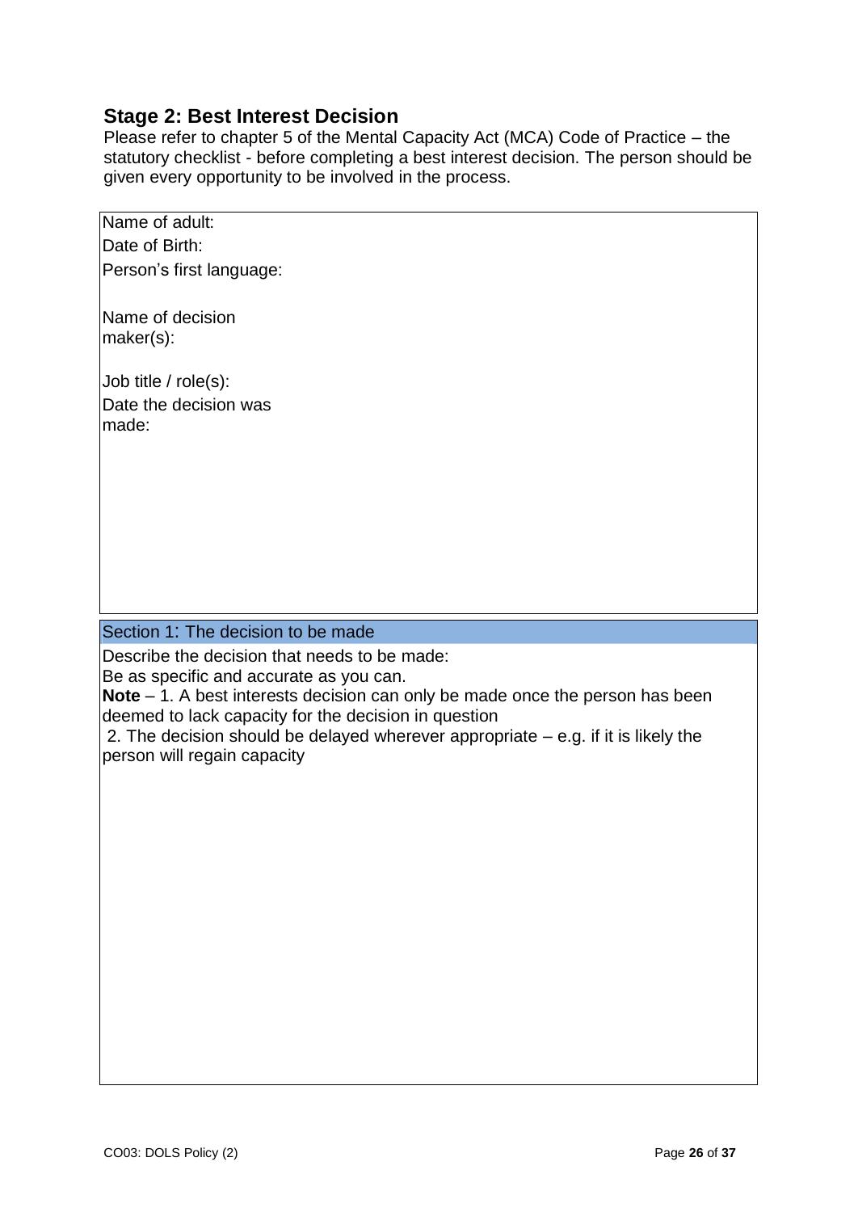## Stage 2: Best Interest Decision

Please refer to chapter 5 of the Mental Capacity Act (MCA) Code of Practice – the statutory checklist - before completing a best interest decision. The person should be given every opportunity to be involved in the process.

Name of adult:

Date of Birth:

Person's first language:

Name of decision maker(s):

Job title / role(s):

Date the decision was made:

### Section 1: The decision to be made

Describe the decision that needs to be made:

Be as specific and accurate as you can.

**Note** – 1. A best interests decision can only be made once the person has been deemed to lack capacity for the decision in question

2. The decision should be delayed wherever appropriate – e.g. if it is likely the person will regain capacity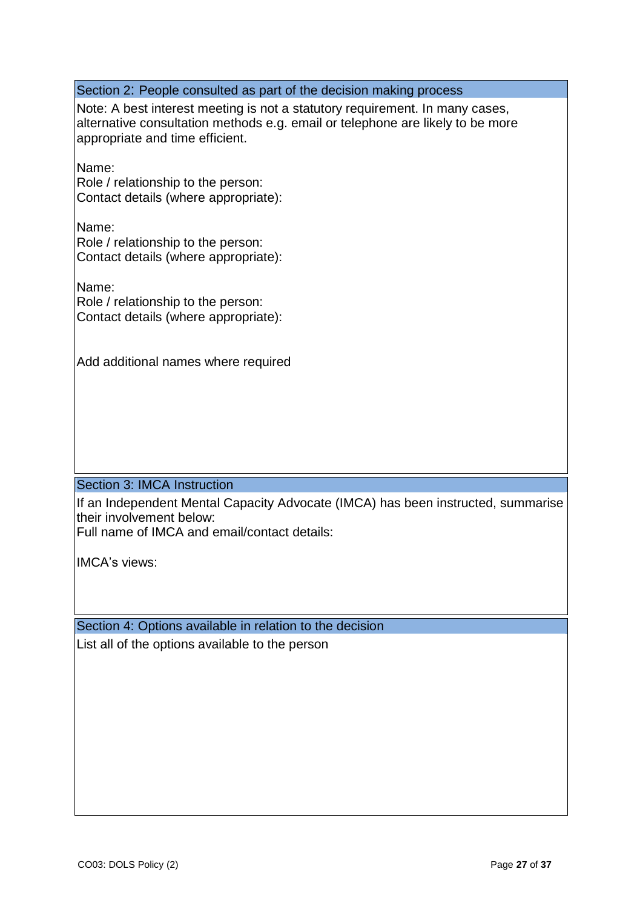## Section 2: People consulted as part of the decision making process

Note: A best interest meeting is not a statutory requirement. In many cases, alternative consultation methods e.g. email or telephone are likely to be more appropriate and time efficient.

Name:
Role / relationship to the person:
Contact details (where appropriate):

Name:
Role / relationship to the person:
Contact details (where appropriate):

Name:
Role / relationship to the person:
Contact details (where appropriate):

Add additional names where required

## Section 3: IMCA Instruction

If an Independent Mental Capacity Advocate (IMCA) has been instructed, summarise their involvement below:
Full name of IMCA and email/contact details:

IMCA's views:

## Section 4: Options available in relation to the decision

List all of the options available to the person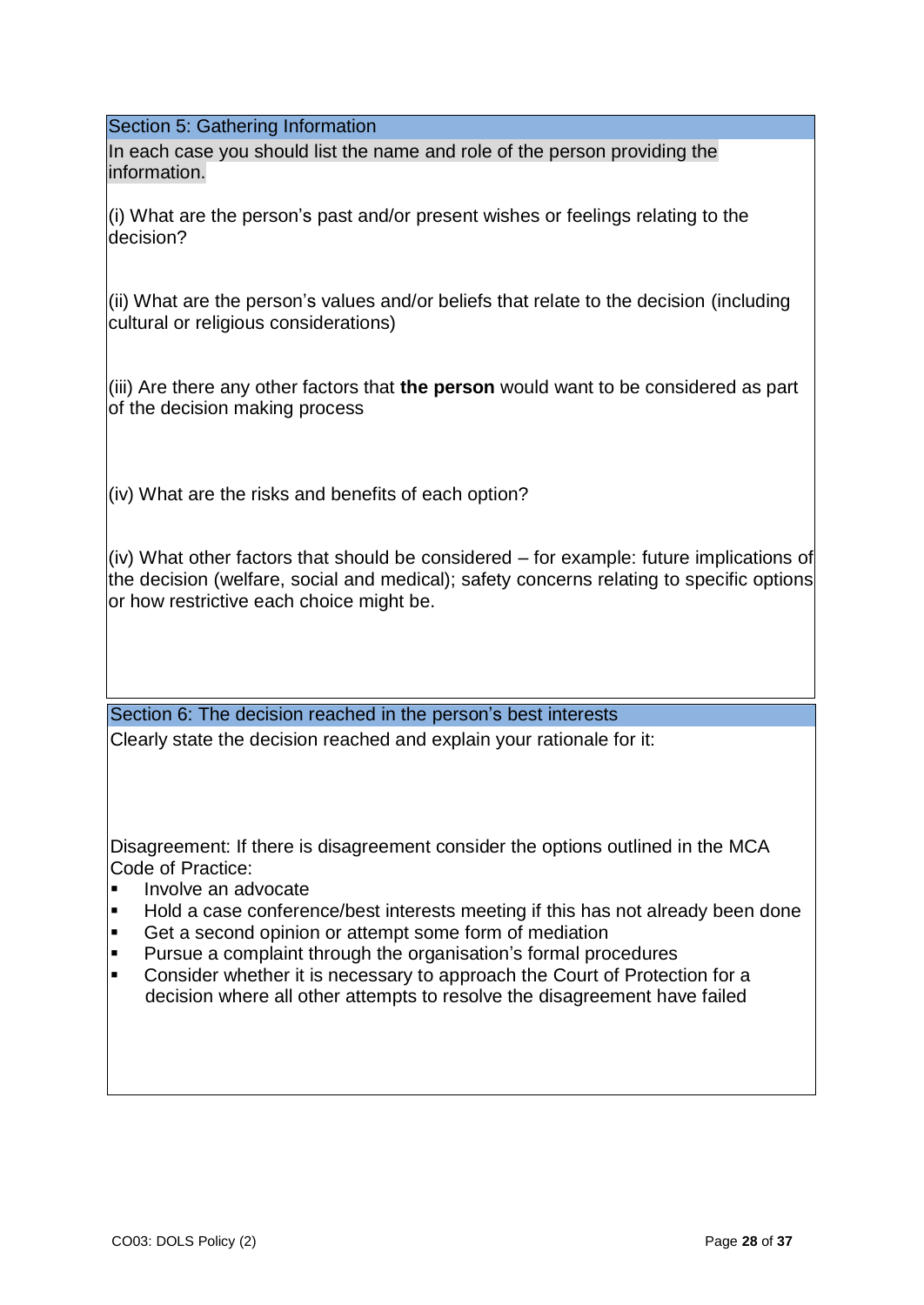## Section 5: Gathering Information

In each case you should list the name and role of the person providing the information.

(i) What are the person's past and/or present wishes or feelings relating to the decision?

(ii) What are the person's values and/or beliefs that relate to the decision (including cultural or religious considerations)

(iii) Are there any other factors that **the person** would want to be considered as part of the decision making process

(iv) What are the risks and benefits of each option?

(iv) What other factors that should be considered – for example: future implications of the decision (welfare, social and medical); safety concerns relating to specific options or how restrictive each choice might be.

## Section 6: The decision reached in the person's best interests

Clearly state the decision reached and explain your rationale for it:

Disagreement: If there is disagreement consider the options outlined in the MCA Code of Practice:

- Involve an advocate
- Hold a case conference/best interests meeting if this has not already been done
- Get a second opinion or attempt some form of mediation
- Pursue a complaint through the organisation's formal procedures
- Consider whether it is necessary to approach the Court of Protection for a decision where all other attempts to resolve the disagreement have failed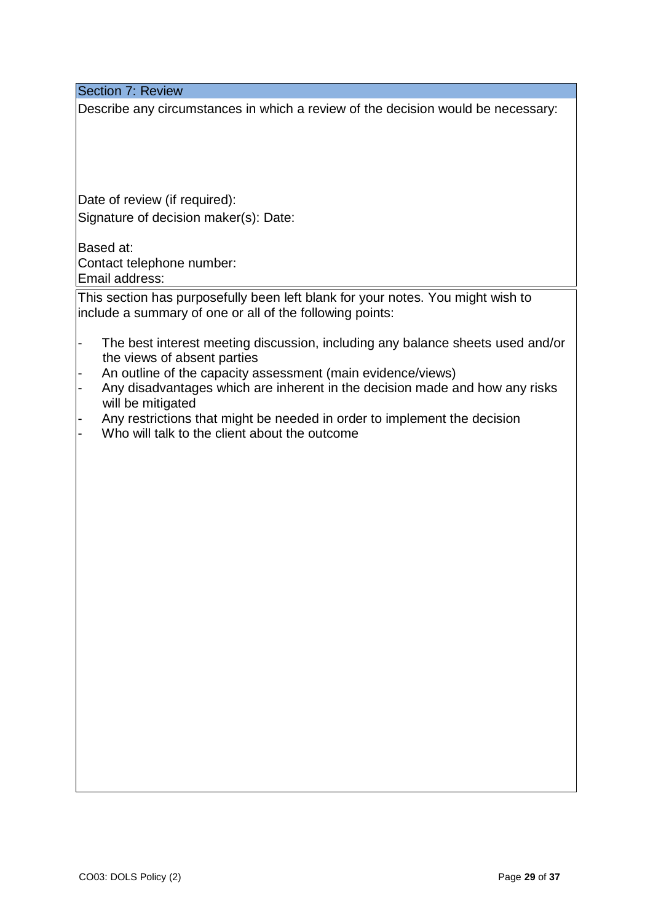## Section 7: Review

Describe any circumstances in which a review of the decision would be necessary:

Date of review (if required):

Signature of decision maker(s): Date:

Based at:

Contact telephone number:

Email address:

This section has purposefully been left blank for your notes. You might wish to include a summary of one or all of the following points:

- The best interest meeting discussion, including any balance sheets used and/or the views of absent parties
- An outline of the capacity assessment (main evidence/views)
- Any disadvantages which are inherent in the decision made and how any risks will be mitigated
- Any restrictions that might be needed in order to implement the decision
- Who will talk to the client about the outcome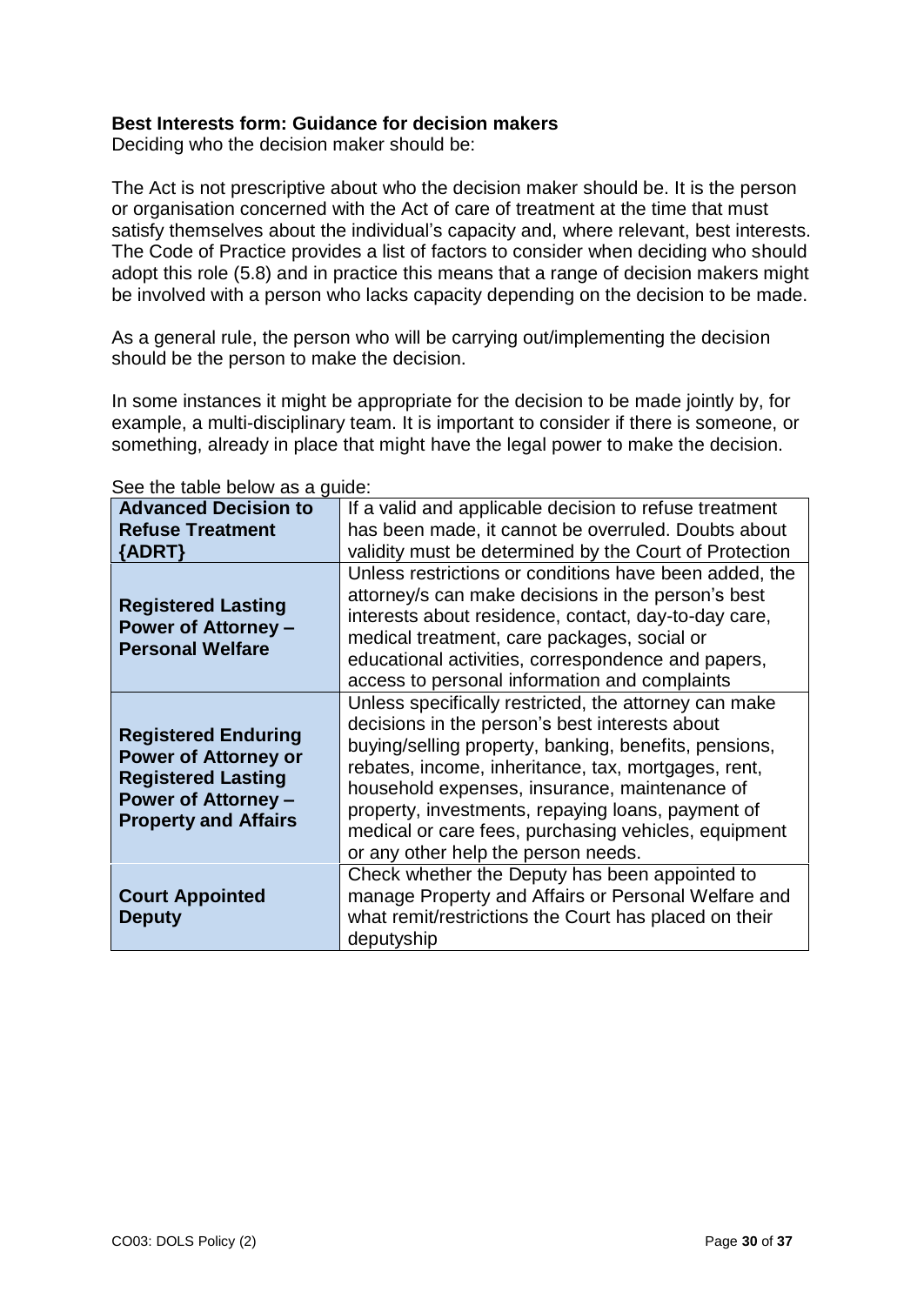**Best Interests form: Guidance for decision makers**
Deciding who the decision maker should be:

The Act is not prescriptive about who the decision maker should be. It is the person or organisation concerned with the Act of care of treatment at the time that must satisfy themselves about the individual's capacity and, where relevant, best interests. The Code of Practice provides a list of factors to consider when deciding who should adopt this role (5.8) and in practice this means that a range of decision makers might be involved with a person who lacks capacity depending on the decision to be made.

As a general rule, the person who will be carrying out/implementing the decision should be the person to make the decision.

In some instances it might be appropriate for the decision to be made jointly by, for example, a multi-disciplinary team. It is important to consider if there is someone, or something, already in place that might have the legal power to make the decision.

See the table below as a guide:

| | |
|---|---|
| **Advanced Decision to Refuse Treatment {ADRT}** | If a valid and applicable decision to refuse treatment has been made, it cannot be overruled. Doubts about validity must be determined by the Court of Protection |
| **Registered Lasting Power of Attorney – Personal Welfare** | Unless restrictions or conditions have been added, the attorney/s can make decisions in the person's best interests about residence, contact, day-to-day care, medical treatment, care packages, social or educational activities, correspondence and papers, access to personal information and complaints |
| **Registered Enduring Power of Attorney or Registered Lasting Power of Attorney – Property and Affairs** | Unless specifically restricted, the attorney can make decisions in the person's best interests about buying/selling property, banking, benefits, pensions, rebates, income, inheritance, tax, mortgages, rent, household expenses, insurance, maintenance of property, investments, repaying loans, payment of medical or care fees, purchasing vehicles, equipment or any other help the person needs. |
| **Court Appointed Deputy** | Check whether the Deputy has been appointed to manage Property and Affairs or Personal Welfare and what remit/restrictions the Court has placed on their deputyship |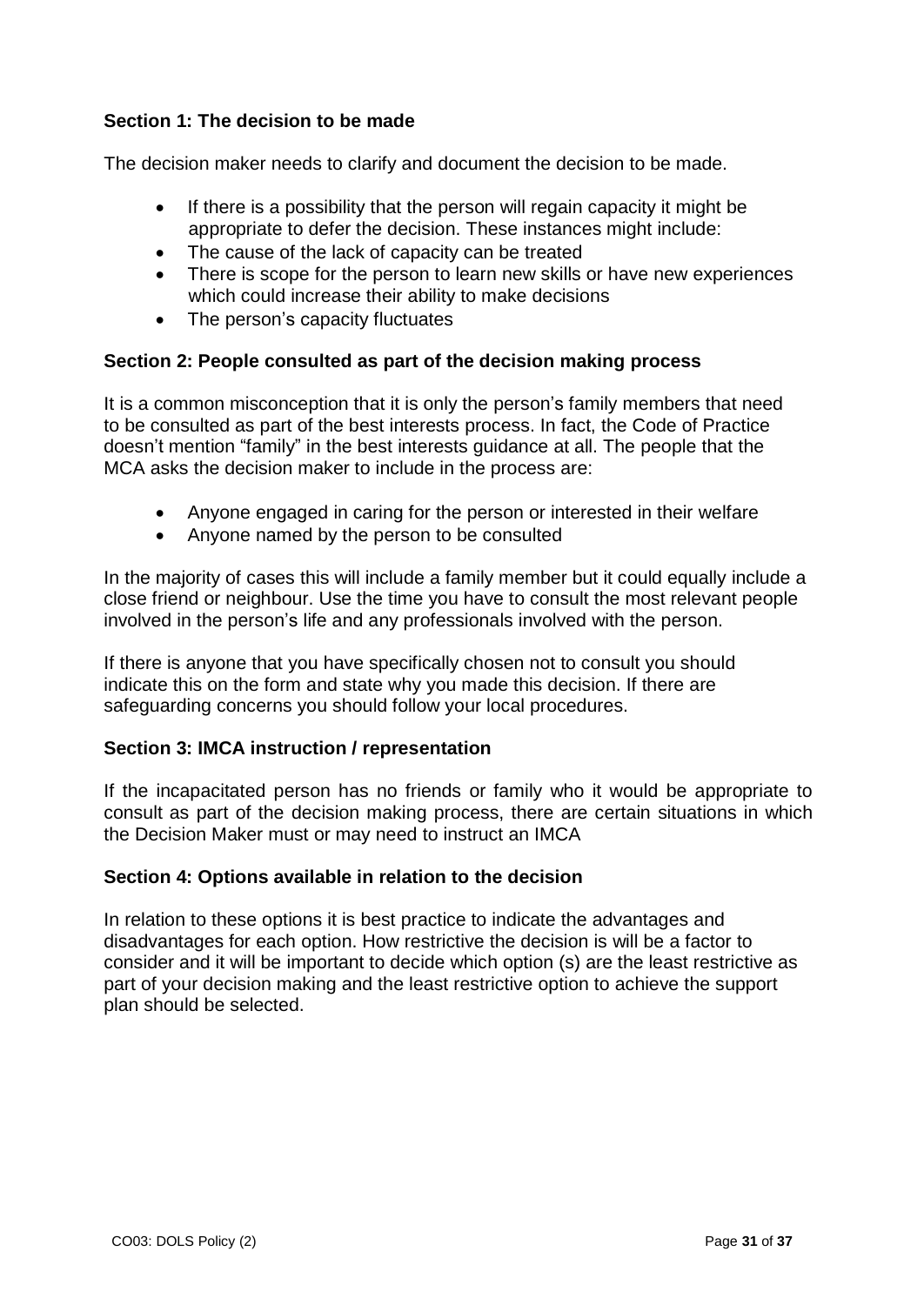### Section 1: The decision to be made

The decision maker needs to clarify and document the decision to be made.

- If there is a possibility that the person will regain capacity it might be appropriate to defer the decision. These instances might include:
- The cause of the lack of capacity can be treated
- There is scope for the person to learn new skills or have new experiences which could increase their ability to make decisions
- The person's capacity fluctuates

### Section 2: People consulted as part of the decision making process

It is a common misconception that it is only the person's family members that need to be consulted as part of the best interests process. In fact, the Code of Practice doesn't mention "family" in the best interests guidance at all. The people that the MCA asks the decision maker to include in the process are:

- Anyone engaged in caring for the person or interested in their welfare
- Anyone named by the person to be consulted

In the majority of cases this will include a family member but it could equally include a close friend or neighbour. Use the time you have to consult the most relevant people involved in the person's life and any professionals involved with the person.

If there is anyone that you have specifically chosen not to consult you should indicate this on the form and state why you made this decision. If there are safeguarding concerns you should follow your local procedures.

### Section 3: IMCA instruction / representation

If the incapacitated person has no friends or family who it would be appropriate to consult as part of the decision making process, there are certain situations in which the Decision Maker must or may need to instruct an IMCA

### Section 4: Options available in relation to the decision

In relation to these options it is best practice to indicate the advantages and disadvantages for each option. How restrictive the decision is will be a factor to consider and it will be important to decide which option (s) are the least restrictive as part of your decision making and the least restrictive option to achieve the support plan should be selected.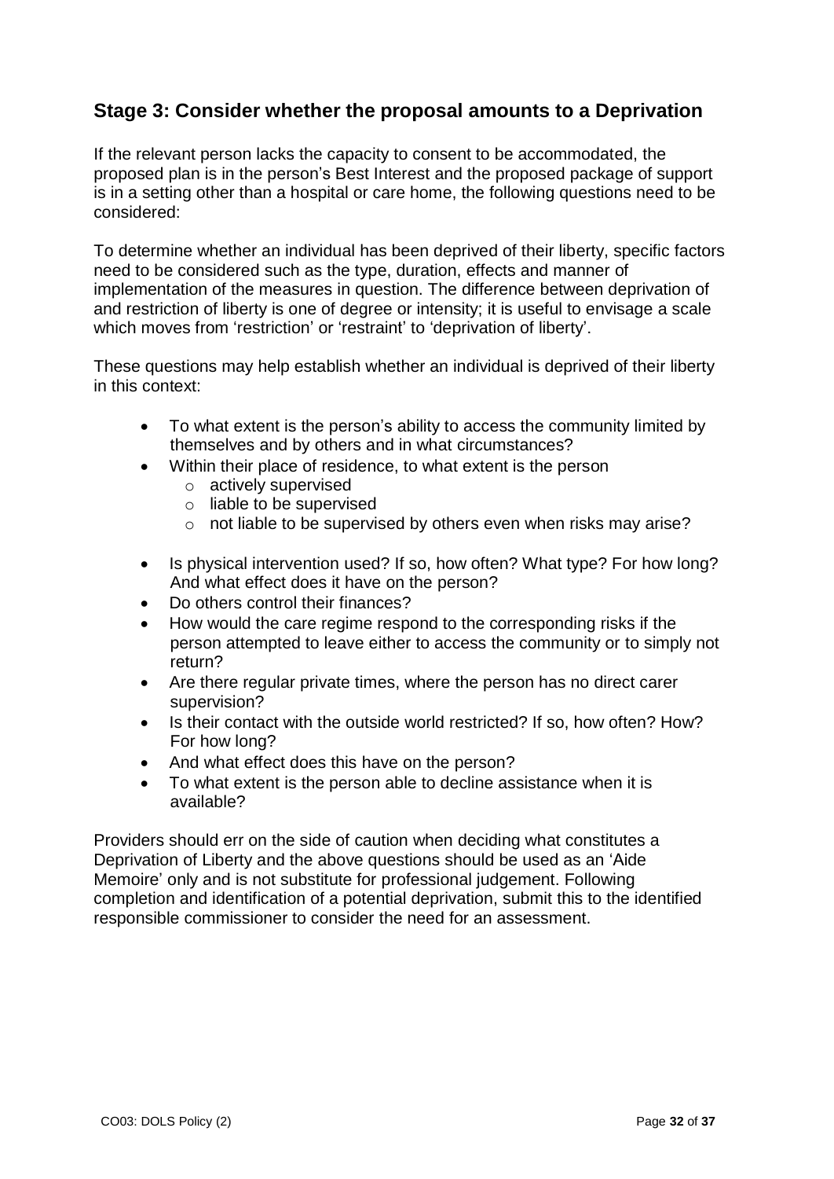## Stage 3: Consider whether the proposal amounts to a Deprivation

If the relevant person lacks the capacity to consent to be accommodated, the proposed plan is in the person's Best Interest and the proposed package of support is in a setting other than a hospital or care home, the following questions need to be considered:

To determine whether an individual has been deprived of their liberty, specific factors need to be considered such as the type, duration, effects and manner of implementation of the measures in question. The difference between deprivation of and restriction of liberty is one of degree or intensity; it is useful to envisage a scale which moves from 'restriction' or 'restraint' to 'deprivation of liberty'.

These questions may help establish whether an individual is deprived of their liberty in this context:

- To what extent is the person's ability to access the community limited by themselves and by others and in what circumstances?
- Within their place of residence, to what extent is the person
  - actively supervised
  - liable to be supervised
  - not liable to be supervised by others even when risks may arise?
- Is physical intervention used? If so, how often? What type? For how long? And what effect does it have on the person?
- Do others control their finances?
- How would the care regime respond to the corresponding risks if the person attempted to leave either to access the community or to simply not return?
- Are there regular private times, where the person has no direct carer supervision?
- Is their contact with the outside world restricted? If so, how often? How? For how long?
- And what effect does this have on the person?
- To what extent is the person able to decline assistance when it is available?

Providers should err on the side of caution when deciding what constitutes a Deprivation of Liberty and the above questions should be used as an 'Aide Memoire' only and is not substitute for professional judgement. Following completion and identification of a potential deprivation, submit this to the identified responsible commissioner to consider the need for an assessment.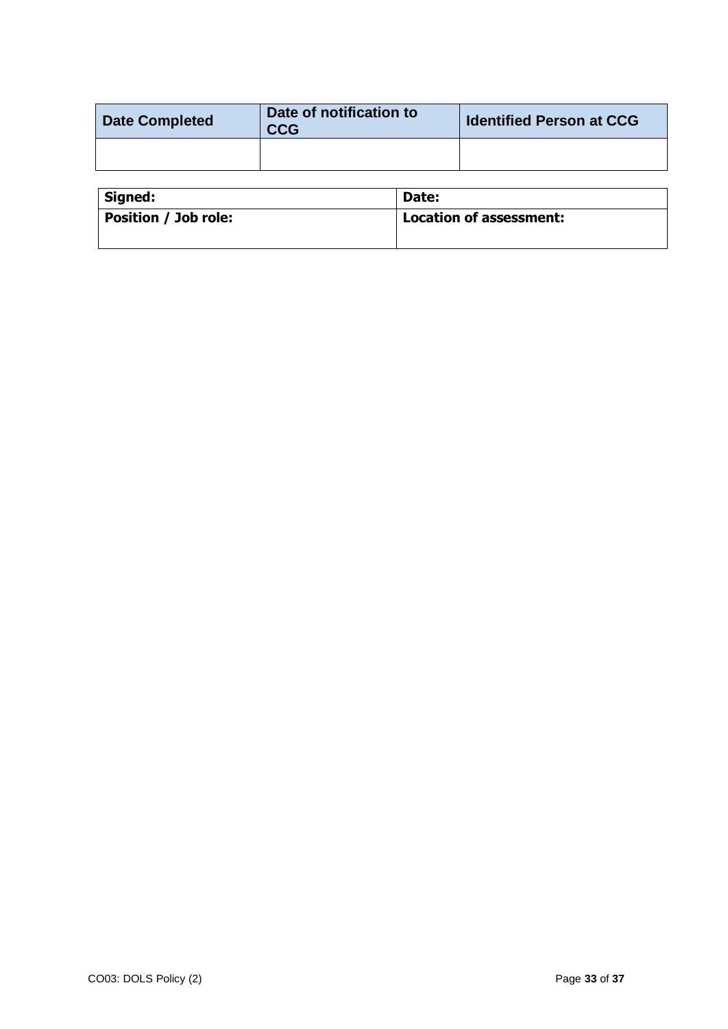| Date Completed | Date of notification to CCG | Identified Person at CCG |
|---|---|---|
| | | |

| **Signed:** | **Date:** |
|---|---|
| **Position / Job role:** | **Location of assessment:** |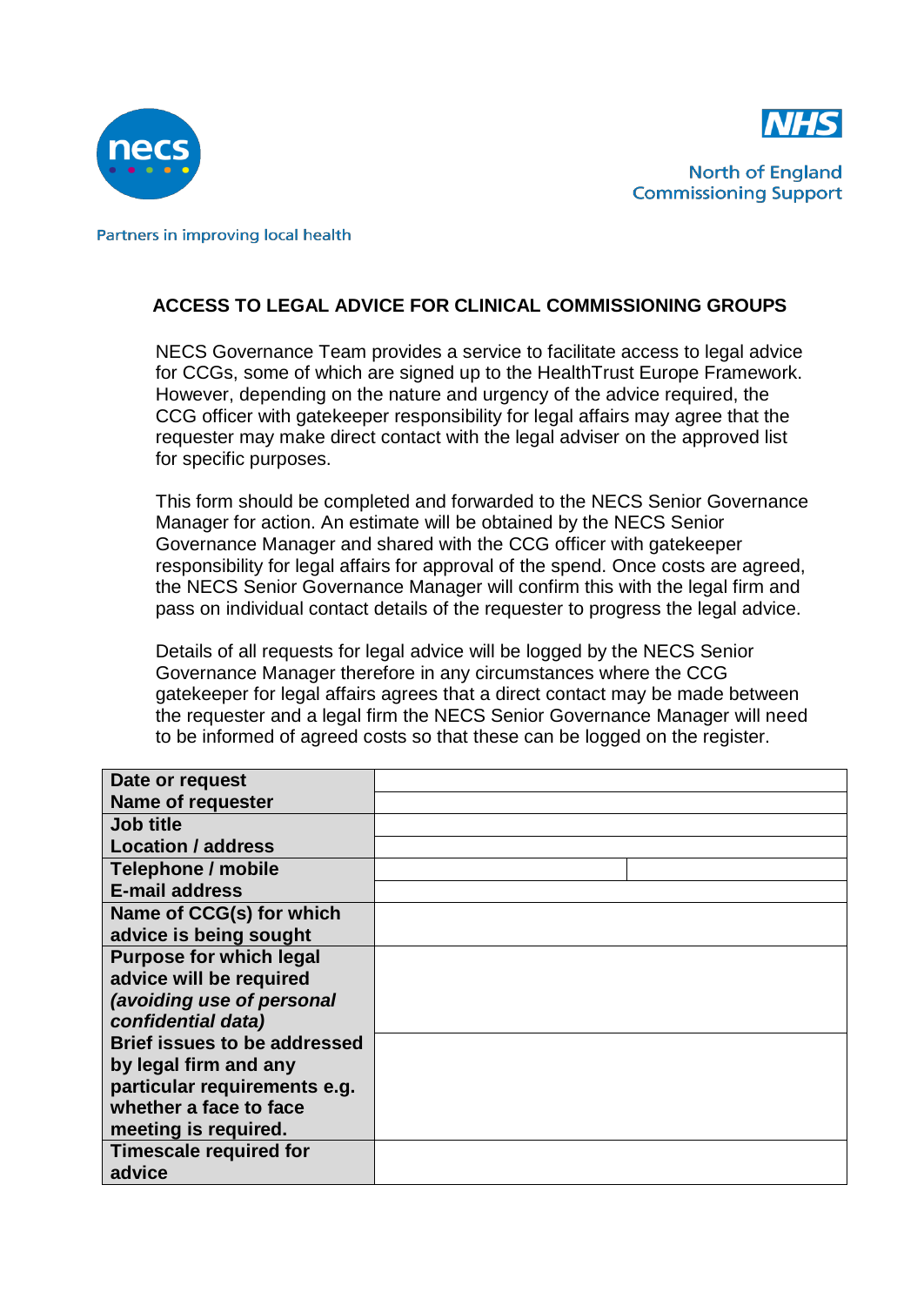necs

NHS
North of England
Commissioning Support

Partners in improving local health

## ACCESS TO LEGAL ADVICE FOR CLINICAL COMMISSIONING GROUPS

NECS Governance Team provides a service to facilitate access to legal advice for CCGs, some of which are signed up to the HealthTrust Europe Framework. However, depending on the nature and urgency of the advice required, the CCG officer with gatekeeper responsibility for legal affairs may agree that the requester may make direct contact with the legal adviser on the approved list for specific purposes.

This form should be completed and forwarded to the NECS Senior Governance Manager for action. An estimate will be obtained by the NECS Senior Governance Manager and shared with the CCG officer with gatekeeper responsibility for legal affairs for approval of the spend. Once costs are agreed, the NECS Senior Governance Manager will confirm this with the legal firm and pass on individual contact details of the requester to progress the legal advice.

Details of all requests for legal advice will be logged by the NECS Senior Governance Manager therefore in any circumstances where the CCG gatekeeper for legal affairs agrees that a direct contact may be made between the requester and a legal firm the NECS Senior Governance Manager will need to be informed of agreed costs so that these can be logged on the register.

| | | |
|---|---|---|
| **Date or request** | | |
| **Name of requester** | | |
| **Job title** | | |
| **Location / address** | | |
| **Telephone / mobile** | | |
| **E-mail address** | | |
| **Name of CCG(s) for which advice is being sought** | | |
| **Purpose for which legal advice will be required *(avoiding use of personal confidential data)*** | | |
| **Brief issues to be addressed by legal firm and any particular requirements e.g. whether a face to face meeting is required.** | | |
| **Timescale required for advice** | | |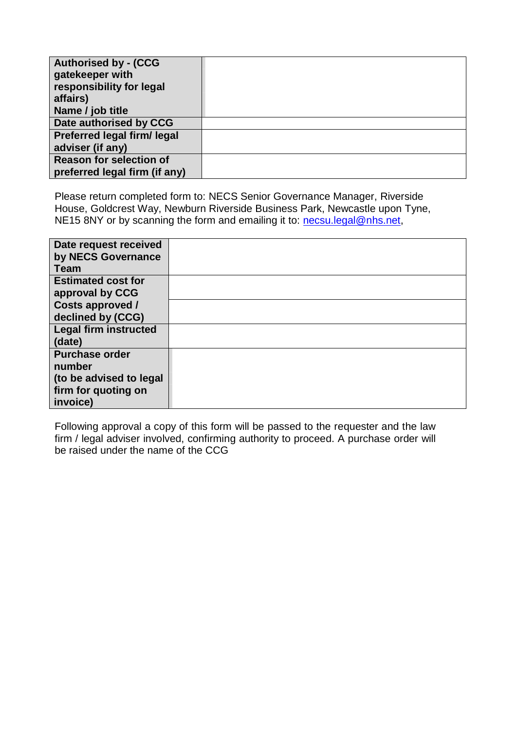| | |
|---|---|
| **Authorised by - (CCG gatekeeper with responsibility for legal affairs) Name / job title** | |
| **Date authorised by CCG** | |
| **Preferred legal firm/ legal adviser (if any)** | |
| **Reason for selection of preferred legal firm (if any)** | |

Please return completed form to: NECS Senior Governance Manager, Riverside House, Goldcrest Way, Newburn Riverside Business Park, Newcastle upon Tyne, NE15 8NY or by scanning the form and emailing it to: necsu.legal@nhs.net,

| | |
|---|---|
| **Date request received by NECS Governance Team** | |
| **Estimated cost for approval by CCG** | |
| **Costs approved / declined by (CCG)** | |
| **Legal firm instructed (date)** | |
| **Purchase order number (to be advised to legal firm for quoting on invoice)** | |

Following approval a copy of this form will be passed to the requester and the law firm / legal adviser involved, confirming authority to proceed. A purchase order will be raised under the name of the CCG